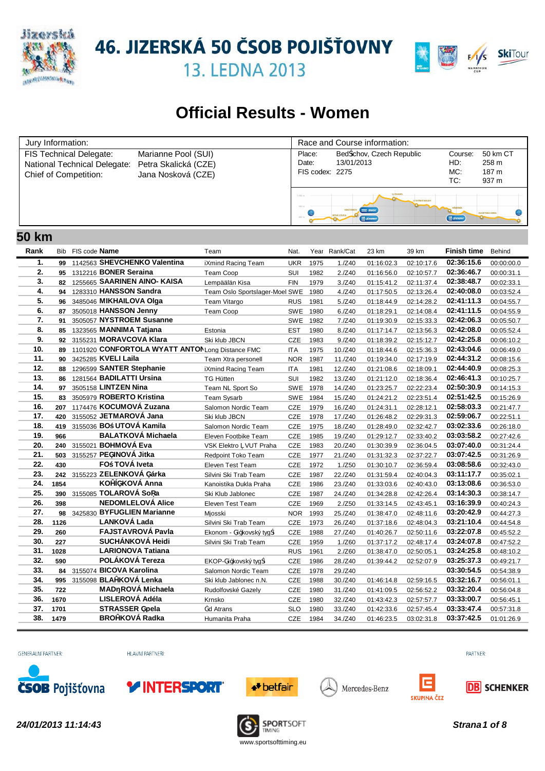# 46. JIZERSKÁ 50 ČSOB POJIŠŤOVNY

13. LEDNA 2013

## Official Results - Women

| Jury Information: | | Race and Course information: | | | |
|---|---|---|---|---|---|
| FIS Technical Delegate: | Marianne Pool (SUI) | Place: | BedŠchov, Czech Republic | Course: | 50 km CT |
| National Technical Delegate: | Petra Skalická (CZE) | Date: | 13/01/2013 | HD: | 258 m |
| Chief of Competition: | Jana Nosková (CZE) | FIS codex: | 2275 | MC: | 187 m |
| | | | | TC: | 937 m |

## 50 km

| Rank | Bib | FIS code | Name | Team | Nat. | Year | Rank/Cat | 23 km | 39 km | Finish time | Behind |
|---|---|---|---|---|---|---|---|---|---|---|---|
| 1. | 99 | 1142563 | **SHEVCHENKO Valentina** | iXmind Racing Team | UKR | 1975 | 1./Z40 | 01:16:02.3 | 02:10:17.6 | **02:36:15.6** | 00:00:00.0 |
| 2. | 95 | 1312216 | **BONER Seraina** | Team Coop | SUI | 1982 | 2./Z40 | 01:16:56.0 | 02:10:57.7 | **02:36:46.7** | 00:00:31.1 |
| 3. | 82 | 1255665 | **SAARINEN AINO- KAISA** | Lempäälän Kisa | FIN | 1979 | 3./Z40 | 01:15:41.2 | 02:11:37.4 | **02:38:48.7** | 00:02:33.1 |
| 4. | 94 | 1283310 | **HANSSON Sandra** | Team Oslo Sportslager-Moel | SWE | 1980 | 4./Z40 | 01:17:50.5 | 02:13:26.4 | **02:40:08.0** | 00:03:52.4 |
| 5. | 96 | 3485046 | **MIKHAILOVA Olga** | Team Vitargo | RUS | 1981 | 5./Z40 | 01:18:44.9 | 02:14:28.2 | **02:41:11.3** | 00:04:55.7 |
| 6. | 87 | 3505018 | **HANSSON Jenny** | Team Coop | SWE | 1980 | 6./Z40 | 01:18:29.1 | 02:14:08.4 | **02:41:11.5** | 00:04:55.9 |
| 7. | 91 | 3505057 | **NYSTROEM Susanne** | | SWE | 1982 | 7./Z40 | 01:19:30.9 | 02:15:33.3 | **02:42:06.3** | 00:05:50.7 |
| 8. | 85 | 1323565 | **MANNIMA Tatjana** | Estonia | EST | 1980 | 8./Z40 | 01:17:14.7 | 02:13:56.3 | **02:42:08.0** | 00:05:52.4 |
| 9. | 92 | 3155231 | **MORAVCOVA Klara** | Ski klub JBCN | CZE | 1983 | 9./Z40 | 01:18:39.2 | 02:15:12.7 | **02:42:25.8** | 00:06:10.2 |
| 10. | 89 | 1101920 | **CONFORTOLA WYATT ANTON** | Long Distance FMC | ITA | 1975 | 10./Z40 | 01:18:44.6 | 02:15:36.3 | **02:43:04.6** | 00:06:49.0 |
| 11. | 90 | 3425285 | **KVELI Laila** | Team Xtra personell | NOR | 1987 | 11./Z40 | 01:19:34.0 | 02:17:19.9 | **02:44:31.2** | 00:08:15.6 |
| 12. | 88 | 1296599 | **SANTER Stephanie** | iXmind Racing Team | ITA | 1981 | 12./Z40 | 01:21:08.6 | 02:18:09.1 | **02:44:40.9** | 00:08:25.3 |
| 13. | 86 | 1281564 | **BADILATTI Ursina** | TG Hütten | SUI | 1982 | 13./Z40 | 01:21:12.0 | 02:18:36.4 | **02:46:41.3** | 00:10:25.7 |
| 14. | 97 | 3505158 | **LINTZEN Nina** | Team NL Sport So | SWE | 1978 | 14./Z40 | 01:23:25.7 | 02:22:23.4 | **02:50:30.9** | 00:14:15.3 |
| 15. | 83 | 3505979 | **ROBERTO Kristina** | Team Sysarb | SWE | 1984 | 15./Z40 | 01:24:21.2 | 02:23:51.4 | **02:51:42.5** | 00:15:26.9 |
| 16. | 207 | 1174476 | **KOCUMOVÁ Zuzana** | Salomon Nordic Team | CZE | 1979 | 16./Z40 | 01:24:31.1 | 02:28:12.1 | **02:58:03.3** | 00:21:47.7 |
| 17. | 420 | 3155052 | **JETMAROVÁ Jana** | Ski klub JBCN | CZE | 1978 | 17./Z40 | 01:26:48.2 | 02:29:31.3 | **02:59:06.7** | 00:22:51.1 |
| 18. | 419 | 3155036 | **BOŚUTOVÁ Kamila** | Salomon Nordic Team | CZE | 1975 | 18./Z40 | 01:28:49.0 | 02:32:42.7 | **03:02:33.6** | 00:26:18.0 |
| 19. | 966 | | **BALATKOVÁ Michaela** | Eleven Footbike Team | CZE | 1985 | 19./Z40 | 01:29:12.7 | 02:33:40.2 | **03:03:58.2** | 00:27:42.6 |
| 20. | 240 | 3155021 | **BOHMOVÁ Eva** | VSK Elektro ĻVUT Praha | CZE | 1983 | 20./Z40 | 01:30:39.9 | 02:36:04.5 | **03:07:40.0** | 00:31:24.4 |
| 21. | 503 | 3155257 | **PEĢINOVÁ Jitka** | Redpoint Toko Team | CZE | 1977 | 21./Z40 | 01:31:32.3 | 02:37:22.7 | **03:07:42.5** | 00:31:26.9 |
| 22. | 430 | | **FOŚTOVÁ Iveta** | Eleven Test Team | CZE | 1972 | 1./Z50 | 01:30:10.7 | 02:36:59.4 | **03:08:58.6** | 00:32:43.0 |
| 23. | 242 | 3155223 | **ZELENKOVÁ Ģárka** | Silvini Ski Trab Team | CZE | 1987 | 22./Z40 | 01:31:59.4 | 02:40:04.3 | **03:11:17.7** | 00:35:02.1 |
| 24. | 1854 | | **KOŘĪĢKOVÁ Anna** | Kanoistika Dukla Praha | CZE | 1986 | 23./Z40 | 01:33:03.6 | 02:40:43.0 | **03:13:08.6** | 00:36:53.0 |
| 25. | 390 | 3155085 | **TOLAROVÁ SoŖa** | Ski Klub Jablonec | CZE | 1987 | 24./Z40 | 01:34:28.8 | 02:42:26.4 | **03:14:30.3** | 00:38:14.7 |
| 26. | 398 | | **NEDOMLELOVÁ Alice** | Eleven Test Team | CZE | 1969 | 2./Z50 | 01:33:14.5 | 02:43:45.1 | **03:16:39.9** | 00:40:24.3 |
| 27. | 98 | 3425830 | **BYFUGLIEN Marianne** | Mjosski | NOR | 1993 | 25./Z40 | 01:38:47.0 | 02:48:11.6 | **03:20:42.9** | 00:44:27.3 |
| 28. | 1126 | | **LANKOVÁ Lada** | Silvini Ski Trab Team | CZE | 1973 | 26./Z40 | 01:37:18.6 | 02:48:04.3 | **03:21:10.4** | 00:44:54.8 |
| 29. | 260 | | **FAJSTAVROVÁ Pavla** | Ekonom - Ģķkovský tygŚ | CZE | 1988 | 27./Z40 | 01:40:26.7 | 02:50:11.6 | **03:22:07.8** | 00:45:52.2 |
| 30. | 227 | | **SUCHÁNKOVÁ Heidi** | Silvini Ski Trab Team | CZE | 1959 | 1./Z60 | 01:37:17.2 | 02:48:17.4 | **03:24:07.8** | 00:47:52.2 |
| 31. | 1028 | | **LARIONOVA Tatiana** | | RUS | 1961 | 2./Z60 | 01:38:47.0 | 02:50:05.1 | **03:24:25.8** | 00:48:10.2 |
| 32. | 590 | | **POLÁKOVÁ Tereza** | EKOP-Ģķkovský tygŚ | CZE | 1986 | 28./Z40 | 01:39:44.2 | 02:52:07.9 | **03:25:37.3** | 00:49:21.7 |
| 33. | 84 | 3155074 | **BICOVA Karolina** | Salomon Nordic Team | CZE | 1978 | 29./Z40 | | | **03:30:54.5** | 00:54:38.9 |
| 34. | 995 | 3155098 | **BLAŇKOVÁ Lenka** | Ski klub Jablonec n.N. | CZE | 1988 | 30./Z40 | 01:46:14.8 | 02:59:16.5 | **03:32:16.7** | 00:56:01.1 |
| 35. | 722 | | **MADŋROVÁ Michaela** | Rudolfovské Gazely | CZE | 1980 | 31./Z40 | 01:41:09.5 | 02:56:52.2 | **03:32:20.4** | 00:56:04.8 |
| 36. | 1670 | | **LISLEROVÁ Adéla** | Krnsko | CZE | 1980 | 32./Z40 | 01:43:42.3 | 02:57:57.7 | **03:33:00.7** | 00:56:45.1 |
| 37. | 1701 | | **STRASSER Ģpela** | Ġd Atrans | SLO | 1980 | 33./Z40 | 01:42:33.6 | 02:57:45.4 | **03:33:47.4** | 00:57:31.8 |
| 38. | 1479 | | **BROŇKOVÁ Radka** | Humanita Praha | CZE | 1984 | 34./Z40 | 01:46:23.5 | 03:02:31.8 | **03:37:42.5** | 01:01:26.9 |

GENERÁLNÍ PARTNER: ČSOB Pojišťovna — HLAVNÍ PARTNEŘI: INTERSPORT, betfair, Mercedes-Benz, SKUPINA ČEZ — PARTNER: DB SCHENKER

*24/01/2013 11:14:43*

SPORTSOFT TIMING — www.sportsofttiming.eu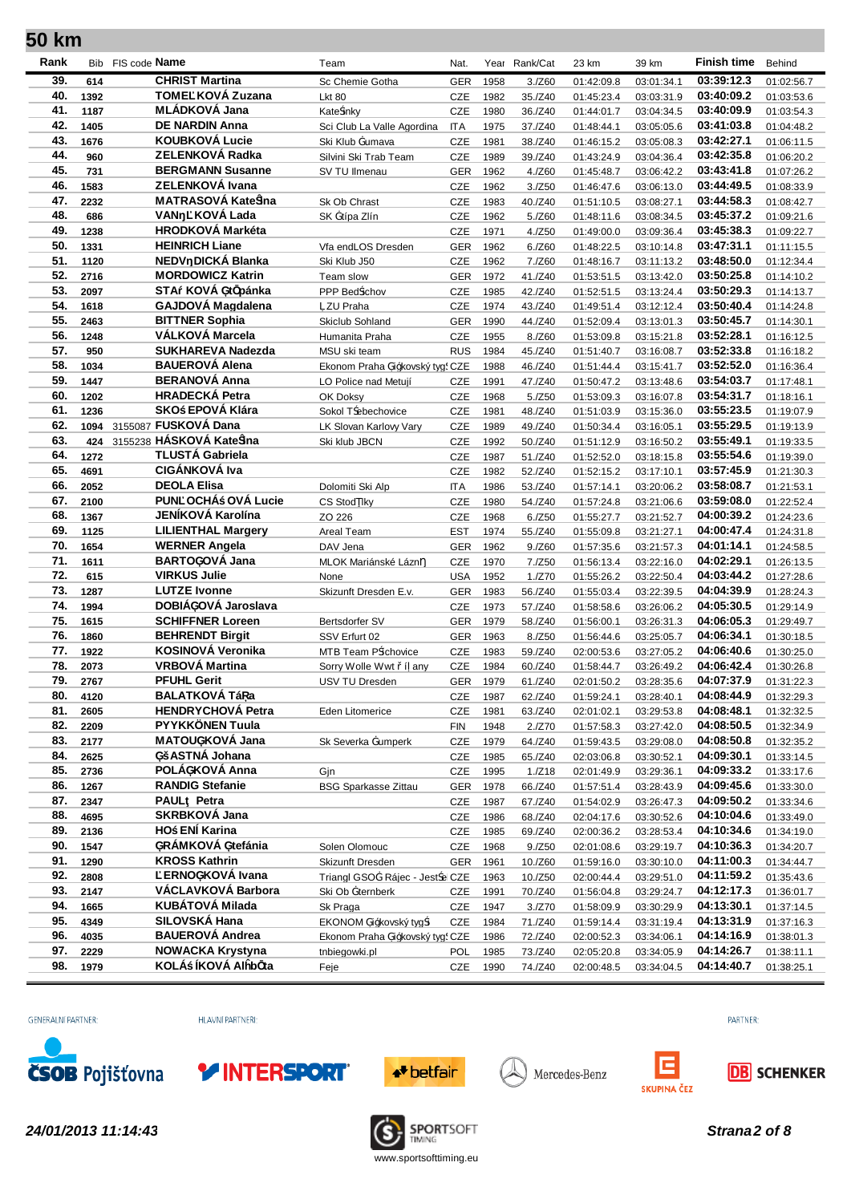## 50 km

| Rank | Bib | FIS code | Name | Team | Nat. | Year | Rank/Cat | 23 km | 39 km | Finish time | Behind |
|---|---|---|---|---|---|---|---|---|---|---|---|
| 39. | 614 | | CHRIST Martina | Sc Chemie Gotha | GER | 1958 | 3./Z60 | 01:42:09.8 | 03:01:34.1 | 03:39:12.3 | 01:02:56.7 |
| 40. | 1392 | | TOMEĽKOVÁ Zuzana | Lkt 80 | CZE | 1982 | 35./Z40 | 01:45:23.4 | 03:03:31.9 | 03:40:09.2 | 01:03:53.6 |
| 41. | 1187 | | MLÁDKOVÁ Jana | KateŠnky | CZE | 1980 | 36./Z40 | 01:44:01.7 | 03:04:34.5 | 03:40:09.9 | 01:03:54.3 |
| 42. | 1405 | | DE NARDIN Anna | Sci Club La Valle Agordina | ITA | 1975 | 37./Z40 | 01:48:44.1 | 03:05:05.6 | 03:41:03.8 | 01:04:48.2 |
| 43. | 1676 | | KOUBKOVÁ Lucie | Ski Klub Ġumava | CZE | 1981 | 38./Z40 | 01:46:15.2 | 03:05:08.3 | 03:42:27.1 | 01:06:11.5 |
| 44. | 960 | | ZELENKOVÁ Radka | Silvini Ski Trab Team | CZE | 1989 | 39./Z40 | 01:43:24.9 | 03:04:36.4 | 03:42:35.8 | 01:06:20.2 |
| 45. | 731 | | BERGMANN Susanne | SV TU Ilmenau | GER | 1962 | 4./Z60 | 01:45:48.7 | 03:06:42.2 | 03:43:41.8 | 01:07:26.2 |
| 46. | 1583 | | ZELENKOVÁ Ivana | | CZE | 1962 | 3./Z50 | 01:46:47.6 | 03:06:13.0 | 03:44:49.5 | 01:08:33.9 |
| 47. | 2232 | | MATRASOVÁ KateŠna | Sk Ob Chrast | CZE | 1983 | 40./Z40 | 01:51:10.5 | 03:08:27.1 | 03:44:58.3 | 01:08:42.7 |
| 48. | 686 | | VANηĽKOVÁ Lada | SK Ġtípa Zlín | CZE | 1962 | 5./Z60 | 01:48:11.6 | 03:08:34.5 | 03:45:37.2 | 01:09:21.6 |
| 49. | 1238 | | HRODKOVÁ Markéta | | CZE | 1971 | 4./Z50 | 01:49:00.0 | 03:09:36.4 | 03:45:38.3 | 01:09:22.7 |
| 50. | 1331 | | HEINRICH Liane | Vfa endLOS Dresden | GER | 1962 | 6./Z60 | 01:48:22.5 | 03:10:14.8 | 03:47:31.1 | 01:11:15.5 |
| 51. | 1120 | | NEDVηDICKÁ Blanka | Ski Klub J50 | CZE | 1962 | 7./Z60 | 01:48:16.7 | 03:11:13.2 | 03:48:50.0 | 01:12:34.4 |
| 52. | 2716 | | MORDOWICZ Katrin | Team slow | GER | 1972 | 41./Z40 | 01:53:51.5 | 03:13:42.0 | 03:50:25.8 | 01:14:10.2 |
| 53. | 2097 | | STAŕ KOVÁ ĠtĈpánka | PPP BedŠchov | CZE | 1985 | 42./Z40 | 01:52:51.5 | 03:13:24.4 | 03:50:29.3 | 01:14:13.7 |
| 54. | 1618 | | GAJDOVÁ Magdalena | ĽZU Praha | CZE | 1974 | 43./Z40 | 01:49:51.4 | 03:12:12.4 | 03:50:40.4 | 01:14:24.8 |
| 55. | 2463 | | BITTNER Sophia | Skiclub Sohland | GER | 1990 | 44./Z40 | 01:52:09.4 | 03:13:01.3 | 03:50:45.7 | 01:14:30.1 |
| 56. | 1248 | | VÁLKOVÁ Marcela | Humanita Praha | CZE | 1955 | 8./Z60 | 01:53:09.8 | 03:15:21.8 | 03:52:28.1 | 01:16:12.5 |
| 57. | 950 | | SUKHAREVA Nadezda | MSU ski team | RUS | 1984 | 45./Z40 | 01:51:40.7 | 03:16:08.7 | 03:52:33.8 | 01:16:18.2 |
| 58. | 1034 | | BAUEROVÁ Alena | Ekonom Praha Ġġkovský tyg | CZE | 1988 | 46./Z40 | 01:51:44.4 | 03:15:41.7 | 03:52:52.0 | 01:16:36.4 |
| 59. | 1447 | | BERANOVÁ Anna | LO Police nad Metují | CZE | 1991 | 47./Z40 | 01:50:47.2 | 03:13:48.6 | 03:54:03.7 | 01:17:48.1 |
| 60. | 1202 | | HRADECKÁ Petra | OK Doksy | CZE | 1968 | 5./Z50 | 01:53:09.3 | 03:16:07.8 | 03:54:31.7 | 01:18:16.1 |
| 61. | 1236 | | SKOŚEPOVÁ Klára | Sokol TŠebechovice | CZE | 1981 | 48./Z40 | 01:51:03.9 | 03:15:36.0 | 03:55:23.5 | 01:19:07.9 |
| 62. | 1094 | 3155087 | FUSKOVÁ Dana | LK Slovan Karlovy Vary | CZE | 1989 | 49./Z40 | 01:50:34.4 | 03:16:05.1 | 03:55:29.5 | 01:19:13.9 |
| 63. | 424 | 3155238 | HÁSKOVÁ KateŠna | Ski klub JBCN | CZE | 1992 | 50./Z40 | 01:51:12.9 | 03:16:50.2 | 03:55:49.1 | 01:19:33.5 |
| 64. | 1272 | | TLUSTÁ Gabriela | | CZE | 1987 | 51./Z40 | 01:52:52.0 | 03:18:15.8 | 03:55:54.6 | 01:19:39.0 |
| 65. | 4691 | | CIGÁNKOVÁ Iva | | CZE | 1982 | 52./Z40 | 01:52:15.2 | 03:17:10.1 | 03:57:45.9 | 01:21:30.3 |
| 66. | 2052 | | DEOLA Elisa | Dolomiti Ski Alp | ITA | 1986 | 53./Z40 | 01:57:14.1 | 03:20:06.2 | 03:58:08.7 | 01:21:53.1 |
| 67. | 2100 | | PUNĽOCHÁŚOVÁ Lucie | CS StodŢlky | CZE | 1980 | 54./Z40 | 01:57:24.8 | 03:21:06.6 | 03:59:08.0 | 01:22:52.4 |
| 68. | 1367 | | JENÍKOVÁ Karolína | ZO 226 | CZE | 1968 | 6./Z50 | 01:55:27.7 | 03:21:52.7 | 04:00:39.2 | 01:24:23.6 |
| 69. | 1125 | | LILIENTHAL Margery | Areal Team | EST | 1974 | 55./Z40 | 01:55:09.8 | 03:21:27.1 | 04:00:47.4 | 01:24:31.8 |
| 70. | 1654 | | WERNER Angela | DAV Jena | GER | 1962 | 9./Z60 | 01:57:35.6 | 03:21:57.3 | 04:01:14.1 | 01:24:58.5 |
| 71. | 1611 | | BARTOĢOVÁ Jana | MLOK Mariánské LáznĤ | CZE | 1970 | 7./Z50 | 01:56:13.4 | 03:22:16.0 | 04:02:29.1 | 01:26:13.5 |
| 72. | 615 | | VIRKUS Julie | None | USA | 1952 | 1./Z70 | 01:55:26.2 | 03:22:50.4 | 04:03:44.2 | 01:27:28.6 |
| 73. | 1287 | | LUTZE Ivonne | Skizunft Dresden E.v. | GER | 1983 | 56./Z40 | 01:55:03.4 | 03:22:39.5 | 04:04:39.9 | 01:28:24.3 |
| 74. | 1994 | | DOBIÁĢOVÁ Jaroslava | | CZE | 1973 | 57./Z40 | 01:58:58.6 | 03:26:06.2 | 04:05:30.5 | 01:29:14.9 |
| 75. | 1615 | | SCHIFFNER Loreen | Bertsdorfer SV | GER | 1979 | 58./Z40 | 01:56:00.1 | 03:26:31.3 | 04:06:05.3 | 01:29:49.7 |
| 76. | 1860 | | BEHRENDT Birgit | SSV Erfurt 02 | GER | 1963 | 8./Z50 | 01:56:44.6 | 03:25:05.7 | 04:06:34.1 | 01:30:18.5 |
| 77. | 1922 | | KOSINOVÁ Veronika | MTB Team PŠchovice | CZE | 1983 | 59./Z40 | 02:00:53.6 | 03:27:05.2 | 04:06:40.6 | 01:30:25.0 |
| 78. | 2073 | | VRBOVÁ Martina | Sorry Wolle Wwt ř íľany | CZE | 1984 | 60./Z40 | 01:58:44.7 | 03:26:49.2 | 04:06:42.4 | 01:30:26.8 |
| 79. | 2767 | | PFUHL Gerit | USV TU Dresden | GER | 1979 | 61./Z40 | 02:01:50.2 | 03:28:35.6 | 04:07:37.9 | 01:31:22.3 |
| 80. | 4120 | | BALATKOVÁ TáŘa | | CZE | 1987 | 62./Z40 | 01:59:24.1 | 03:28:40.1 | 04:08:44.9 | 01:32:29.3 |
| 81. | 2605 | | HENDRYCHOVÁ Petra | Eden Litomerice | CZE | 1981 | 63./Z40 | 02:01:02.1 | 03:29:53.8 | 04:08:48.1 | 01:32:32.5 |
| 82. | 2209 | | PYYKKÖNEN Tuula | | FIN | 1948 | 2./Z70 | 01:57:58.3 | 03:27:42.0 | 04:08:50.5 | 01:32:34.9 |
| 83. | 2177 | | MATOUĢKOVÁ Jana | Sk Severka Ġumperk | CZE | 1979 | 64./Z40 | 01:59:43.5 | 03:29:08.0 | 04:08:50.8 | 01:32:35.2 |
| 84. | 2625 | | ĢŚASTNÁ Johana | | CZE | 1985 | 65./Z40 | 02:03:06.8 | 03:30:52.1 | 04:09:30.1 | 01:33:14.5 |
| 85. | 2736 | | POLÁĢKOVÁ Anna | Gjn | CZE | 1995 | 1./Z18 | 02:01:49.9 | 03:29:36.1 | 04:09:33.2 | 01:33:17.6 |
| 86. | 1267 | | RANDIG Stefanie | BSG Sparkasse Zittau | GER | 1978 | 66./Z40 | 01:57:51.4 | 03:28:43.9 | 04:09:45.6 | 01:33:30.0 |
| 87. | 2347 | | PAULţ Petra | | CZE | 1987 | 67./Z40 | 01:54:02.9 | 03:26:47.3 | 04:09:50.2 | 01:33:34.6 |
| 88. | 4695 | | SKRBKOVÁ Jana | | CZE | 1986 | 68./Z40 | 02:04:17.6 | 03:30:52.6 | 04:10:04.6 | 01:33:49.0 |
| 89. | 2136 | | HOŚENÍ Karina | | CZE | 1985 | 69./Z40 | 02:00:36.2 | 03:28:53.4 | 04:10:34.6 | 01:34:19.0 |
| 90. | 1547 | | ĢRÁMKOVÁ Ġtefánia | Solen Olomouc | CZE | 1968 | 9./Z50 | 02:01:08.6 | 03:29:19.7 | 04:10:36.3 | 01:34:20.7 |
| 91. | 1290 | | KROSS Kathrin | Skizunft Dresden | GER | 1961 | 10./Z60 | 01:59:16.0 | 03:30:10.0 | 04:11:00.3 | 01:34:44.7 |
| 92. | 2808 | | ĽERNOĢKOVÁ Ivana | Triangl GSOĠ Rájec - JestŠ | CZE | 1963 | 10./Z50 | 02:00:44.4 | 03:29:51.0 | 04:11:59.2 | 01:35:43.6 |
| 93. | 2147 | | VÁCLAVKOVÁ Barbora | Ski Ob Ġternberk | CZE | 1991 | 70./Z40 | 01:56:04.8 | 03:29:24.7 | 04:12:17.3 | 01:36:01.7 |
| 94. | 1665 | | KUBÁTOVÁ Milada | Sk Praga | CZE | 1947 | 3./Z70 | 01:58:09.9 | 03:30:29.9 | 04:13:30.1 | 01:37:14.5 |
| 95. | 4349 | | SILOVSKÁ Hana | EKONOM Ġġkovský tygŠ | CZE | 1984 | 71./Z40 | 01:59:14.4 | 03:31:19.4 | 04:13:31.9 | 01:37:16.3 |
| 96. | 4035 | | BAUEROVÁ Andrea | Ekonom Praha Ġġkovský tyg | CZE | 1986 | 72./Z40 | 02:00:52.3 | 03:34:06.1 | 04:14:16.9 | 01:38:01.3 |
| 97. | 2229 | | NOWACKA Krystyna | tnbiegowki.pl | POL | 1985 | 73./Z40 | 02:05:20.8 | 03:34:05.9 | 04:14:26.7 | 01:38:11.1 |
| 98. | 1979 | | KOLÁŚÍKOVÁ AlĥbĈta | Feje | CZE | 1990 | 74./Z40 | 02:00:48.5 | 03:34:04.5 | 04:14:40.7 | 01:38:25.1 |

GENERALNÍ PARTNER: ČSOB Pojišťovna — HLAVNÍ PARTNEŘI: INTERSPORT, betfair, Mercedes-Benz, SKUPINA ČEZ — PARTNER: DB SCHENKER

*24/01/2013 11:14:43*

SPORTSOFT TIMING — www.sportsofttiming.eu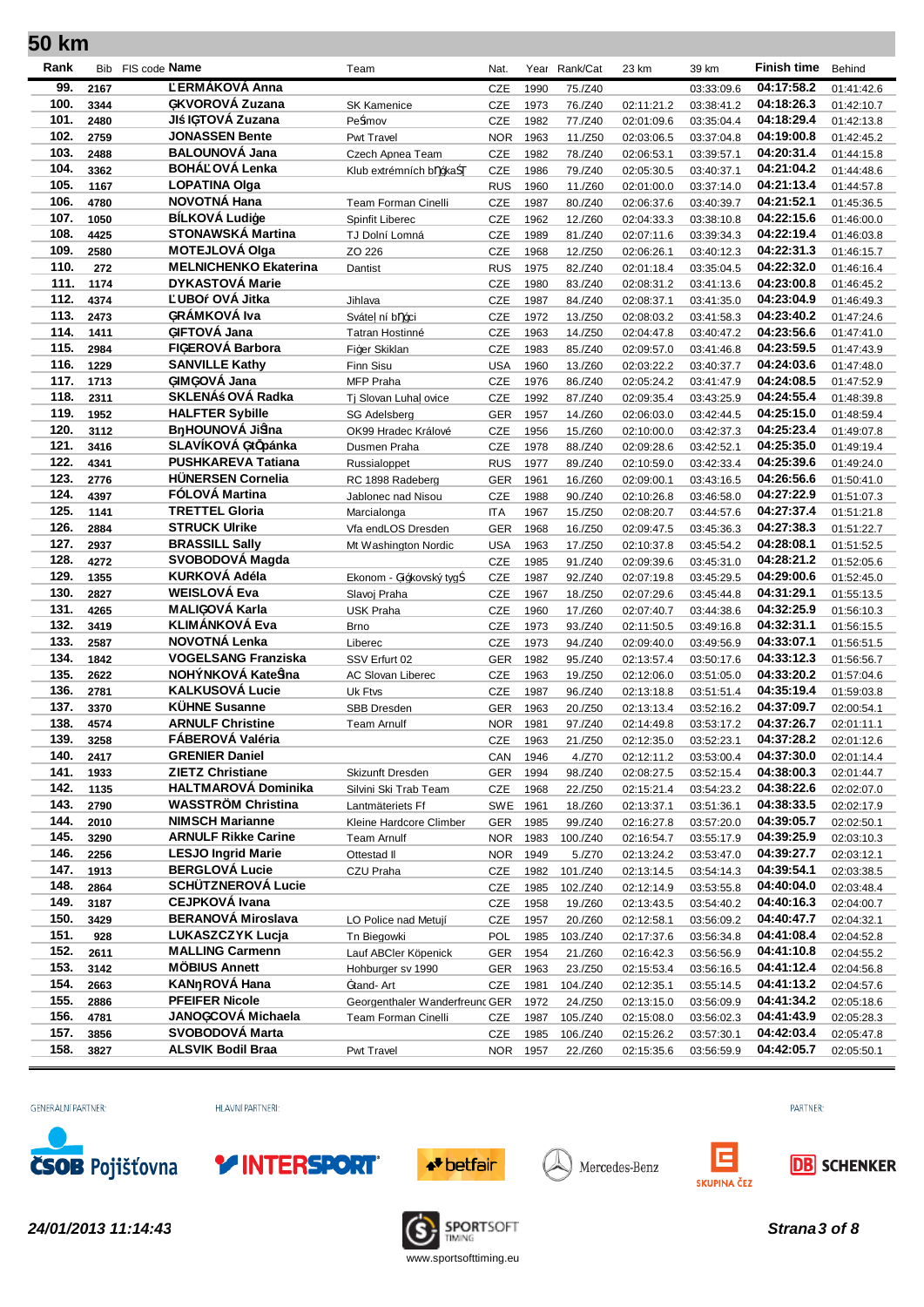## 50 km

| Rank | Bib | FIS code | Name | Team | Nat. | Year | Rank/Cat | 23 km | 39 km | Finish time | Behind |
|---|---|---|---|---|---|---|---|---|---|---|---|
| 99. | 2167 | | ĽERMÁKOVÁ Anna | | CZE | 1990 | 75./Z40 | | 03:33:09.6 | 04:17:58.2 | 01:41:42.6 |
| 100. | 3344 | | ǴKVOROVÁ Zuzana | SK Kamenice | CZE | 1973 | 76./Z40 | 02:11:21.2 | 03:38:41.2 | 04:18:26.3 | 01:42:10.7 |
| 101. | 2480 | | JIŚ IǴTOVÁ Zuzana | Peŝmov | CZE | 1982 | 77./Z40 | 02:01:09.6 | 03:35:04.4 | 04:18:29.4 | 01:42:13.8 |
| 102. | 2759 | | JONASSEN Bente | Pwt Travel | NOR | 1963 | 11./Z50 | 02:03:06.5 | 03:37:04.8 | 04:19:00.8 | 01:42:45.2 |
| 103. | 2488 | | BALOUNOVÁ Jana | Czech Apnea Team | CZE | 1982 | 78./Z40 | 02:06:53.1 | 03:39:57.1 | 04:20:31.4 | 01:44:15.8 |
| 104. | 3362 | | BOHÁĽOVÁ Lenka | Klub extrémních bŋǵkaŞ | CZE | 1986 | 79./Z40 | 02:05:30.5 | 03:40:37.1 | 04:21:04.2 | 01:44:48.6 |
| 105. | 1167 | | LOPATINA Olga | | RUS | 1960 | 11./Z60 | 02:01:00.0 | 03:37:14.0 | 04:21:13.4 | 01:44:57.8 |
| 106. | 4780 | | NOVOTNÁ Hana | Team Forman Cinelli | CZE | 1987 | 80./Z40 | 02:06:37.6 | 03:40:39.7 | 04:21:52.1 | 01:45:36.5 |
| 107. | 1050 | | BÍLKOVÁ Ludiǵe | Spinfit Liberec | CZE | 1962 | 12./Z60 | 02:04:33.3 | 03:38:10.8 | 04:22:15.6 | 01:46:00.0 |
| 108. | 4425 | | STONAWSKÁ Martina | TJ Dolní Lomná | CZE | 1989 | 81./Z40 | 02:07:11.6 | 03:39:34.3 | 04:22:19.4 | 01:46:03.8 |
| 109. | 2580 | | MOTEJLOVÁ Olga | ZO 226 | CZE | 1968 | 12./Z50 | 02:06:26.1 | 03:40:12.3 | 04:22:31.3 | 01:46:15.7 |
| 110. | 272 | | MELNICHENKO Ekaterina | Dantist | RUS | 1975 | 82./Z40 | 02:01:18.4 | 03:35:04.5 | 04:22:32.0 | 01:46:16.4 |
| 111. | 1174 | | DYKASTOVÁ Marie | | CZE | 1980 | 83./Z40 | 02:08:31.2 | 03:41:13.6 | 04:23:00.8 | 01:46:45.2 |
| 112. | 4374 | | ĽUBOŕOVÁ Jitka | Jihlava | CZE | 1987 | 84./Z40 | 02:08:37.1 | 03:41:35.0 | 04:23:04.9 | 01:46:49.3 |
| 113. | 2473 | | ǴRÁMKOVÁ Iva | Svátelní bŋǵci | CZE | 1972 | 13./Z50 | 02:08:03.2 | 03:41:58.3 | 04:23:40.2 | 01:47:24.6 |
| 114. | 1411 | | ǴIFTOVÁ Jana | Tatran Hostinné | CZE | 1963 | 14./Z50 | 02:04:47.8 | 03:40:47.2 | 04:23:56.6 | 01:47:41.0 |
| 115. | 2984 | | FIǴEROVÁ Barbora | Fiǵer Skiklan | CZE | 1983 | 85./Z40 | 02:09:57.0 | 03:41:46.8 | 04:23:59.5 | 01:47:43.9 |
| 116. | 1229 | | SANVILLE Kathy | Finn Sisu | USA | 1960 | 13./Z60 | 02:03:22.2 | 03:40:37.7 | 04:24:03.6 | 01:47:48.0 |
| 117. | 1713 | | ǴIMǴOVÁ Jana | MFP Praha | CZE | 1976 | 86./Z40 | 02:05:24.2 | 03:41:47.9 | 04:24:08.5 | 01:47:52.9 |
| 118. | 2311 | | SKLENÁŚOVÁ Radka | Tj Slovan Luhaĺovice | CZE | 1992 | 87./Z40 | 02:09:35.4 | 03:43:25.9 | 04:24:55.4 | 01:48:39.8 |
| 119. | 1952 | | HALFTER Sybille | SG Adelsberg | GER | 1957 | 14./Z60 | 02:06:03.0 | 03:42:44.5 | 04:25:15.0 | 01:48:59.4 |
| 120. | 3112 | | BŋHOUNOVÁ JiŜna | OK99 Hradec Králové | CZE | 1956 | 15./Z60 | 02:10:00.0 | 03:42:37.3 | 04:25:23.4 | 01:49:07.8 |
| 121. | 3416 | | SLAVÍKOVÁ ǴŢpánka | Dusmen Praha | CZE | 1978 | 88./Z40 | 02:09:28.6 | 03:42:52.1 | 04:25:35.0 | 01:49:19.4 |
| 122. | 4341 | | PUSHKAREVA Tatiana | Russialoppet | RUS | 1977 | 89./Z40 | 02:10:59.0 | 03:42:33.4 | 04:25:39.6 | 01:49:24.0 |
| 123. | 2776 | | HÜNERSEN Cornelia | RC 1898 Radeberg | GER | 1961 | 16./Z60 | 02:09:00.1 | 03:43:16.5 | 04:26:56.6 | 01:50:41.0 |
| 124. | 4397 | | FÓLOVÁ Martina | Jablonec nad Nisou | CZE | 1988 | 90./Z40 | 02:10:26.8 | 03:46:58.0 | 04:27:22.9 | 01:51:07.3 |
| 125. | 1141 | | TRETTEL Gloria | Marcialonga | ITA | 1967 | 15./Z50 | 02:08:20.7 | 03:44:57.6 | 04:27:37.4 | 01:51:21.8 |
| 126. | 2884 | | STRUCK Ulrike | Vfa endLOS Dresden | GER | 1968 | 16./Z50 | 02:09:47.5 | 03:45:36.3 | 04:27:38.3 | 01:51:22.7 |
| 127. | 2937 | | BRASSILL Sally | Mt Washington Nordic | USA | 1963 | 17./Z50 | 02:10:37.8 | 03:45:54.2 | 04:28:08.1 | 01:51:52.5 |
| 128. | 4272 | | SVOBODOVÁ Magda | | CZE | 1985 | 91./Z40 | 02:09:39.6 | 03:45:31.0 | 04:28:21.2 | 01:52:05.6 |
| 129. | 1355 | | KURKOVÁ Adéla | Ekonom - Ǵǵkovský tygŚ | CZE | 1987 | 92./Z40 | 02:07:19.8 | 03:45:29.5 | 04:29:00.6 | 01:52:45.0 |
| 130. | 2827 | | WEISLOVÁ Eva | Slavoj Praha | CZE | 1967 | 18./Z50 | 02:07:29.6 | 03:45:44.8 | 04:31:29.1 | 01:55:13.5 |
| 131. | 4265 | | MALIǴOVÁ Karla | USK Praha | CZE | 1960 | 17./Z60 | 02:07:40.7 | 03:44:38.6 | 04:32:25.9 | 01:56:10.3 |
| 132. | 3419 | | KLIMÁNKOVÁ Eva | Brno | CZE | 1973 | 93./Z40 | 02:11:50.5 | 03:49:16.8 | 04:32:31.1 | 01:56:15.5 |
| 133. | 2587 | | NOVOTNÁ Lenka | Liberec | CZE | 1973 | 94./Z40 | 02:09:40.0 | 03:49:56.9 | 04:33:07.1 | 01:56:51.5 |
| 134. | 1842 | | VOGELSANG Franziska | SSV Erfurt 02 | GER | 1982 | 95./Z40 | 02:13:57.4 | 03:50:17.6 | 04:33:12.3 | 01:56:56.7 |
| 135. | 2622 | | NOHÝNKOVÁ KateŜna | AC Slovan Liberec | CZE | 1963 | 19./Z50 | 02:12:06.0 | 03:51:05.0 | 04:33:20.2 | 01:57:04.6 |
| 136. | 2781 | | KALKUSOVÁ Lucie | Uk Ftvs | CZE | 1987 | 96./Z40 | 02:13:18.8 | 03:51:51.4 | 04:35:19.4 | 01:59:03.8 |
| 137. | 3370 | | KÜHNE Susanne | SBB Dresden | GER | 1963 | 20./Z50 | 02:13:13.4 | 03:52:16.2 | 04:37:09.7 | 02:00:54.1 |
| 138. | 4574 | | ARNULF Christine | Team Arnulf | NOR | 1981 | 97./Z40 | 02:14:49.8 | 03:53:17.2 | 04:37:26.7 | 02:01:11.1 |
| 139. | 3258 | | FÁBEROVÁ Valéria | | CZE | 1963 | 21./Z50 | 02:12:35.0 | 03:52:23.1 | 04:37:28.2 | 02:01:12.6 |
| 140. | 2417 | | GRENIER Daniel | | CAN | 1946 | 4./Z70 | 02:12:11.2 | 03:53:00.4 | 04:37:30.0 | 02:01:14.4 |
| 141. | 1933 | | ZIETZ Christiane | Skizunft Dresden | GER | 1994 | 98./Z40 | 02:08:27.5 | 03:52:15.4 | 04:38:00.3 | 02:01:44.7 |
| 142. | 1135 | | HALTMAROVÁ Dominika | Silvini Ski Trab Team | CZE | 1968 | 22./Z50 | 02:15:21.4 | 03:54:23.2 | 04:38:22.6 | 02:02:07.0 |
| 143. | 2790 | | WASSTRÖM Christina | Lantmäteriets Ff | SWE | 1961 | 18./Z60 | 02:13:37.1 | 03:51:36.1 | 04:38:33.5 | 02:02:17.9 |
| 144. | 2010 | | NIMSCH Marianne | Kleine Hardcore Climber | GER | 1985 | 99./Z40 | 02:16:27.8 | 03:57:20.0 | 04:39:05.7 | 02:02:50.1 |
| 145. | 3290 | | ARNULF Rikke Carine | Team Arnulf | NOR | 1983 | 100./Z40 | 02:16:54.7 | 03:55:17.9 | 04:39:25.9 | 02:03:10.3 |
| 146. | 2256 | | LESJO Ingrid Marie | Ottestad Il | NOR | 1949 | 5./Z70 | 02:13:24.2 | 03:53:47.0 | 04:39:27.7 | 02:03:12.1 |
| 147. | 1913 | | BERGLOVÁ Lucie | CZU Praha | CZE | 1982 | 101./Z40 | 02:13:14.5 | 03:54:14.3 | 04:39:54.1 | 02:03:38.5 |
| 148. | 2864 | | SCHÜTZNEROVÁ Lucie | | CZE | 1985 | 102./Z40 | 02:12:14.9 | 03:53:55.8 | 04:40:04.0 | 02:03:48.4 |
| 149. | 3187 | | CEJPKOVÁ Ivana | | CZE | 1958 | 19./Z60 | 02:13:43.5 | 03:54:40.2 | 04:40:16.3 | 02:04:00.7 |
| 150. | 3429 | | BERANOVÁ Miroslava | LO Police nad Metují | CZE | 1957 | 20./Z60 | 02:12:58.1 | 03:56:09.2 | 04:40:47.7 | 02:04:32.1 |
| 151. | 928 | | LUKASZCZYK Lucja | Tn Biegowki | POL | 1985 | 103./Z40 | 02:17:37.6 | 03:56:34.8 | 04:41:08.4 | 02:04:52.8 |
| 152. | 2611 | | MALLING Carmenn | Lauf ABCler Köpenick | GER | 1954 | 21./Z60 | 02:16:42.3 | 03:56:56.9 | 04:41:10.8 | 02:04:55.2 |
| 153. | 3142 | | MÖBIUS Annett | Hohburger sv 1990 | GER | 1963 | 23./Z50 | 02:15:53.4 | 03:56:16.5 | 04:41:12.4 | 02:04:56.8 |
| 154. | 2663 | | KANŊROVÁ Hana | Ǵtand- Art | CZE | 1981 | 104./Z40 | 02:12:35.1 | 03:55:14.5 | 04:41:13.2 | 02:04:57.6 |
| 155. | 2886 | | PFEIFER Nicole | Georgenthaler Wanderfreunc | GER | 1972 | 24./Z50 | 02:13:15.0 | 03:56:09.9 | 04:41:34.2 | 02:05:18.6 |
| 156. | 4781 | | JANOǴCOVÁ Michaela | Team Forman Cinelli | CZE | 1987 | 105./Z40 | 02:15:08.0 | 03:56:02.3 | 04:41:43.9 | 02:05:28.3 |
| 157. | 3856 | | SVOBODOVÁ Marta | | CZE | 1985 | 106./Z40 | 02:15:26.2 | 03:57:30.1 | 04:42:03.4 | 02:05:47.8 |
| 158. | 3827 | | ALSVIK Bodil Braa | Pwt Travel | NOR | 1957 | 22./Z60 | 02:15:35.6 | 03:56:59.9 | 04:42:05.7 | 02:05:50.1 |

GENERÁLNÍ PARTNER: ČSOB Pojišťovna — HLAVNÍ PARTNEŘI: INTERSPORT, betfair, Mercedes-Benz, SKUPINA ČEZ — PARTNER: DB SCHENKER

*24/01/2013 11:14:43*

SPORTSOFT TIMING — www.sportsofttiming.eu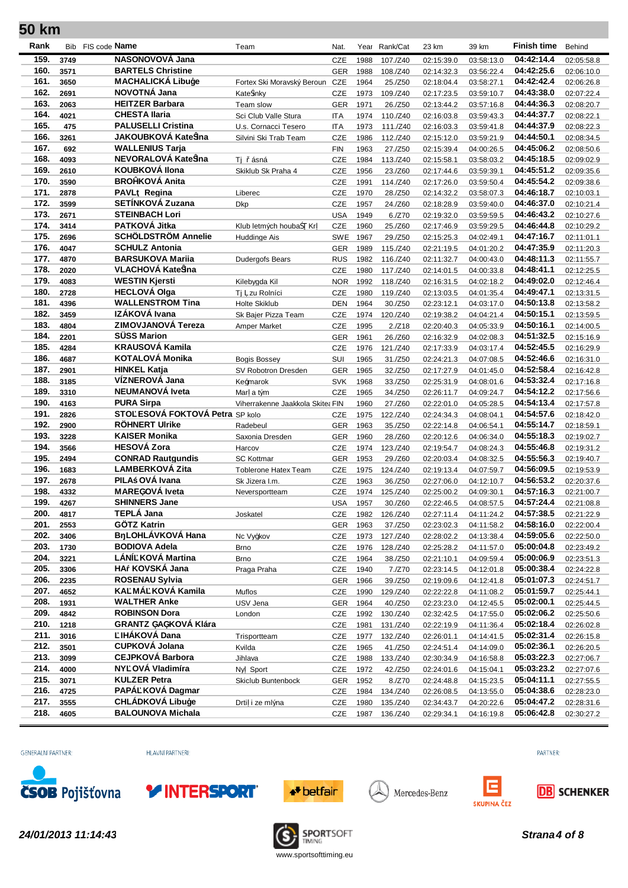## 50 km

| Rank | Bib | FIS code | Name | Team | Nat. | Year | Rank/Cat | 23 km | 39 km | Finish time | Behind |
|---|---|---|---|---|---|---|---|---|---|---|---|
| 159. | 3749 | | NASONOVOVÁ Jana | | CZE | 1988 | 107./Z40 | 02:15:39.0 | 03:58:13.0 | 04:42:14.4 | 02:05:58.8 |
| 160. | 3571 | | BARTELS Christine | | GER | 1988 | 108./Z40 | 02:14:32.3 | 03:56:22.4 | 04:42:25.6 | 02:06:10.0 |
| 161. | 3650 | | MACHALICKÁ Libuġe | Fortex Ski Moravský Beroun | CZE | 1964 | 25./Z50 | 02:18:04.4 | 03:58:27.1 | 04:42:42.4 | 02:06:26.8 |
| 162. | 2691 | | NOVOTNÁ Jana | KateŜnky | CZE | 1973 | 109./Z40 | 02:17:23.5 | 03:59:10.7 | 04:43:38.0 | 02:07:22.4 |
| 163. | 2063 | | HEITZER Barbara | Team slow | GER | 1971 | 26./Z50 | 02:13:44.2 | 03:57:16.8 | 04:44:36.3 | 02:08:20.7 |
| 164. | 4021 | | CHESTA Ilaria | Sci Club Valle Stura | ITA | 1974 | 110./Z40 | 02:16:03.8 | 03:59:43.3 | 04:44:37.7 | 02:08:22.1 |
| 165. | 475 | | PALUSELLI Cristina | U.s. Cornacci Tesero | ITA | 1973 | 111./Z40 | 02:16:03.3 | 03:59:41.8 | 04:44:37.9 | 02:08:22.3 |
| 166. | 3261 | | JAKOUBKOVÁ KateŜna | Silvini Ski Trab Team | CZE | 1986 | 112./Z40 | 02:15:12.0 | 03:59:21.9 | 04:44:50.1 | 02:08:34.5 |
| 167. | 692 | | WALLENIUS Tarja | | FIN | 1963 | 27./Z50 | 02:15:39.4 | 04:00:26.5 | 04:45:06.2 | 02:08:50.6 |
| 168. | 4093 | | NEVORALOVÁ KateŜna | Tj ř ásná | CZE | 1984 | 113./Z40 | 02:15:58.1 | 03:58:03.2 | 04:45:18.5 | 02:09:02.9 |
| 169. | 2610 | | KOUBKOVÁ Ilona | Skiklub Sk Praha 4 | CZE | 1956 | 23./Z60 | 02:17:44.6 | 03:59:39.1 | 04:45:51.2 | 02:09:35.6 |
| 170. | 3590 | | BROŇKOVÁ Anita | | CZE | 1991 | 114./Z40 | 02:17:26.0 | 03:59:50.4 | 04:45:54.2 | 02:09:38.6 |
| 171. | 2878 | | PAVLț Regina | Liberec | CZE | 1970 | 28./Z50 | 02:14:32.2 | 03:58:07.3 | 04:46:18.7 | 02:10:03.1 |
| 172. | 3599 | | SETÍNKOVÁ Zuzana | Dkp | CZE | 1957 | 24./Z60 | 02:18:28.9 | 03:59:40.0 | 04:46:37.0 | 02:10:21.4 |
| 173. | 2671 | | STEINBACH Lori | | USA | 1949 | 6./Z70 | 02:19:32.0 | 03:59:59.5 | 04:46:43.2 | 02:10:27.6 |
| 174. | 3414 | | PATKOVÁ Jitka | Klub letmých houbaŠȚ Krļ | CZE | 1960 | 25./Z60 | 02:17:46.9 | 03:59:29.5 | 04:46:44.8 | 02:10:29.2 |
| 175. | 2696 | | SCHÖLDSTRÖM Annelie | Huddinge Ais | SWE | 1967 | 29./Z50 | 02:15:25.3 | 04:02:49.1 | 04:47:16.7 | 02:11:01.1 |
| 176. | 4047 | | SCHULZ Antonia | | GER | 1989 | 115./Z40 | 02:21:19.5 | 04:01:20.2 | 04:47:35.9 | 02:11:20.3 |
| 177. | 4870 | | BARSUKOVA Mariia | Dudergofs Bears | RUS | 1982 | 116./Z40 | 02:11:32.7 | 04:00:43.0 | 04:48:11.3 | 02:11:55.7 |
| 178. | 2020 | | VLACHOVÁ KateŜna | | CZE | 1980 | 117./Z40 | 02:14:01.5 | 04:00:33.8 | 04:48:41.1 | 02:12:25.5 |
| 179. | 4083 | | WESTIN Kjersti | Kilebygda Kil | NOR | 1992 | 118./Z40 | 02:16:31.5 | 04:02:18.2 | 04:49:02.0 | 02:12:46.4 |
| 180. | 2728 | | HECLOVÁ Olga | Tj Ļzu Rolníci | CZE | 1980 | 119./Z40 | 02:13:03.5 | 04:01:35.4 | 04:49:47.1 | 02:13:31.5 |
| 181. | 4396 | | WALLENSTROM Tina | Holte Skiklub | DEN | 1964 | 30./Z50 | 02:23:12.1 | 04:03:17.0 | 04:50:13.8 | 02:13:58.2 |
| 182. | 3459 | | IZÁKOVÁ Ivana | Sk Bajer Pizza Team | CZE | 1974 | 120./Z40 | 02:19:38.2 | 04:04:21.4 | 04:50:15.1 | 02:13:59.5 |
| 183. | 4804 | | ZIMOVJANOVÁ Tereza | Amper Market | CZE | 1995 | 2./Z18 | 02:20:40.3 | 04:05:33.9 | 04:50:16.1 | 02:14:00.5 |
| 184. | 2201 | | SÜSS Marion | | GER | 1961 | 26./Z60 | 02:16:32.9 | 04:02:08.3 | 04:51:32.5 | 02:15:16.9 |
| 185. | 4284 | | KRAUSOVÁ Kamila | | CZE | 1976 | 121./Z40 | 02:17:33.9 | 04:03:17.4 | 04:52:45.5 | 02:16:29.9 |
| 186. | 4687 | | KOTALOVÁ Monika | Bogis Bossey | SUI | 1965 | 31./Z50 | 02:24:21.3 | 04:07:08.5 | 04:52:46.6 | 02:16:31.0 |
| 187. | 2901 | | HINKEL Katja | SV Robotron Dresden | GER | 1965 | 32./Z50 | 02:17:27.9 | 04:01:45.0 | 04:52:58.4 | 02:16:42.8 |
| 188. | 3185 | | VÍZNEROVÁ Jana | Keġmarok | SVK | 1968 | 33./Z50 | 02:25:31.9 | 04:08:01.6 | 04:53:32.4 | 02:17:16.8 |
| 189. | 3310 | | NEUMANOVÁ Iveta | Marļ a tým | CZE | 1965 | 34./Z50 | 02:26:11.7 | 04:09:24.7 | 04:54:12.2 | 02:17:56.6 |
| 190. | 4163 | | PURA Sirpa | Viherrakenne Jaakkola Skitea | FIN | 1960 | 27./Z60 | 02:22:01.0 | 04:05:28.5 | 04:54:13.4 | 02:17:57.8 |
| 191. | 2826 | | STOĽESOVÁ FOKTOVÁ Petra | SP kolo | CZE | 1975 | 122./Z40 | 02:24:34.3 | 04:08:04.1 | 04:54:57.6 | 02:18:42.0 |
| 192. | 2900 | | RÖHNERT Ulrike | Radebeul | GER | 1963 | 35./Z50 | 02:22:14.8 | 04:06:54.1 | 04:55:14.7 | 02:18:59.1 |
| 193. | 3228 | | KAISER Monika | Saxonia Dresden | GER | 1960 | 28./Z60 | 02:20:12.6 | 04:06:34.0 | 04:55:18.3 | 02:19:02.7 |
| 194. | 3566 | | HESOVÁ Zora | Harcov | CZE | 1974 | 123./Z40 | 02:19:54.7 | 04:08:24.3 | 04:55:46.8 | 02:19:31.2 |
| 195. | 2494 | | CONRAD Rautgundis | SC Kottmar | GER | 1953 | 29./Z60 | 02:20:03.4 | 04:08:32.5 | 04:55:56.3 | 02:19:40.7 |
| 196. | 1683 | | LAMBERKOVÁ Zita | Toblerone Hatex Team | CZE | 1975 | 124./Z40 | 02:19:13.4 | 04:07:59.7 | 04:56:09.5 | 02:19:53.9 |
| 197. | 2678 | | PILAŚOVÁ Ivana | Sk Jizera I.m. | CZE | 1963 | 36./Z50 | 02:27:06.0 | 04:12:10.7 | 04:56:53.2 | 02:20:37.6 |
| 198. | 4332 | | MAREĢOVÁ Iveta | Neversportteam | CZE | 1974 | 125./Z40 | 02:25:00.2 | 04:09:30.1 | 04:57:16.3 | 02:21:00.7 |
| 199. | 4267 | | SHINNERS Jane | | USA | 1957 | 30./Z60 | 02:22:46.5 | 04:08:57.5 | 04:57:24.4 | 02:21:08.8 |
| 200. | 4817 | | TEPLÁ Jana | Joskatel | CZE | 1982 | 126./Z40 | 02:27:11.4 | 04:11:24.2 | 04:57:38.5 | 02:21:22.9 |
| 201. | 2553 | | GÖTZ Katrin | | GER | 1963 | 37./Z50 | 02:23:02.3 | 04:11:58.2 | 04:58:16.0 | 02:22:00.4 |
| 202. | 3406 | | BŋLOHLÁVKOVÁ Hana | Nc Vyġkov | CZE | 1973 | 127./Z40 | 02:28:02.2 | 04:13:38.4 | 04:59:05.6 | 02:22:50.0 |
| 203. | 1730 | | BODIOVA Adela | Brno | CZE | 1976 | 128./Z40 | 02:25:28.2 | 04:11:57.0 | 05:00:04.8 | 02:23:49.2 |
| 204. | 3221 | | LÁNĬĽKOVÁ Martina | Brno | CZE | 1964 | 38./Z50 | 02:21:10.1 | 04:09:59.4 | 05:00:06.9 | 02:23:51.3 |
| 205. | 3306 | | HAŕKOVSKÁ Jana | Praga Praha | CZE | 1940 | 7./Z70 | 02:23:14.5 | 04:12:01.8 | 05:00:38.4 | 02:24:22.8 |
| 206. | 2235 | | ROSENAU Sylvia | | GER | 1966 | 39./Z50 | 02:19:09.6 | 04:12:41.8 | 05:01:07.3 | 02:24:51.7 |
| 207. | 4652 | | KAĽMÁĽKOVÁ Kamila | Muflos | CZE | 1990 | 129./Z40 | 02:22:22.8 | 04:11:08.2 | 05:01:59.7 | 02:25:44.1 |
| 208. | 1931 | | WALTHER Anke | USV Jena | GER | 1964 | 40./Z50 | 02:23:23.0 | 04:12:45.5 | 05:02:00.1 | 02:25:44.5 |
| 209. | 4842 | | ROBINSON Dora | London | CZE | 1992 | 130./Z40 | 02:32:42.5 | 04:17:55.0 | 05:02:06.2 | 02:25:50.6 |
| 210. | 1218 | | GRANTZ ĢAĢKOVÁ Klára | | CZE | 1981 | 131./Z40 | 02:22:19.9 | 04:11:36.4 | 05:02:18.4 | 02:26:02.8 |
| 211. | 3016 | | ĽIHÁKOVÁ Dana | Trisportteam | CZE | 1977 | 132./Z40 | 02:26:01.1 | 04:14:41.5 | 05:02:31.4 | 02:26:15.8 |
| 212. | 3501 | | CUPKOVÁ Jolana | Kvilda | CZE | 1965 | 41./Z50 | 02:24:51.4 | 04:14:09.0 | 05:02:36.1 | 02:26:20.5 |
| 213. | 3099 | | CEJPKOVÁ Barbora | Jihlava | CZE | 1988 | 133./Z40 | 02:30:34.9 | 04:16:58.8 | 05:03:22.3 | 02:27:06.7 |
| 214. | 4000 | | NYĽOVÁ Vladimíra | Nyļ Sport | CZE | 1972 | 42./Z50 | 02:24:01.6 | 04:15:04.1 | 05:03:23.2 | 02:27:07.6 |
| 215. | 3071 | | KULZER Petra | Skiclub Buntenbock | GER | 1952 | 8./Z70 | 02:24:48.8 | 04:15:23.5 | 05:04:11.1 | 02:27:55.5 |
| 216. | 4725 | | PAPÁĽKOVÁ Dagmar | | CZE | 1984 | 134./Z40 | 02:26:08.5 | 04:13:55.0 | 05:04:38.6 | 02:28:23.0 |
| 217. | 3555 | | CHLÁDKOVÁ Libuġe | Drtiļ i ze mlýna | CZE | 1980 | 135./Z40 | 02:34:43.7 | 04:20:22.6 | 05:04:47.2 | 02:28:31.6 |
| 218. | 4605 | | BALOUNOVA Michala | | CZE | 1987 | 136./Z40 | 02:29:34.1 | 04:16:19.8 | 05:06:42.8 | 02:30:27.2 |

GENERÁLNÍ PARTNER: ČSOB Pojišťovna — HLAVNÍ PARTNEŘI: INTERSPORT, betfair, Mercedes-Benz, SKUPINA ČEZ — PARTNER: DB SCHENKER

*24/01/2013 11:14:43*

SPORTSOFT TIMING — www.sportsofttiming.eu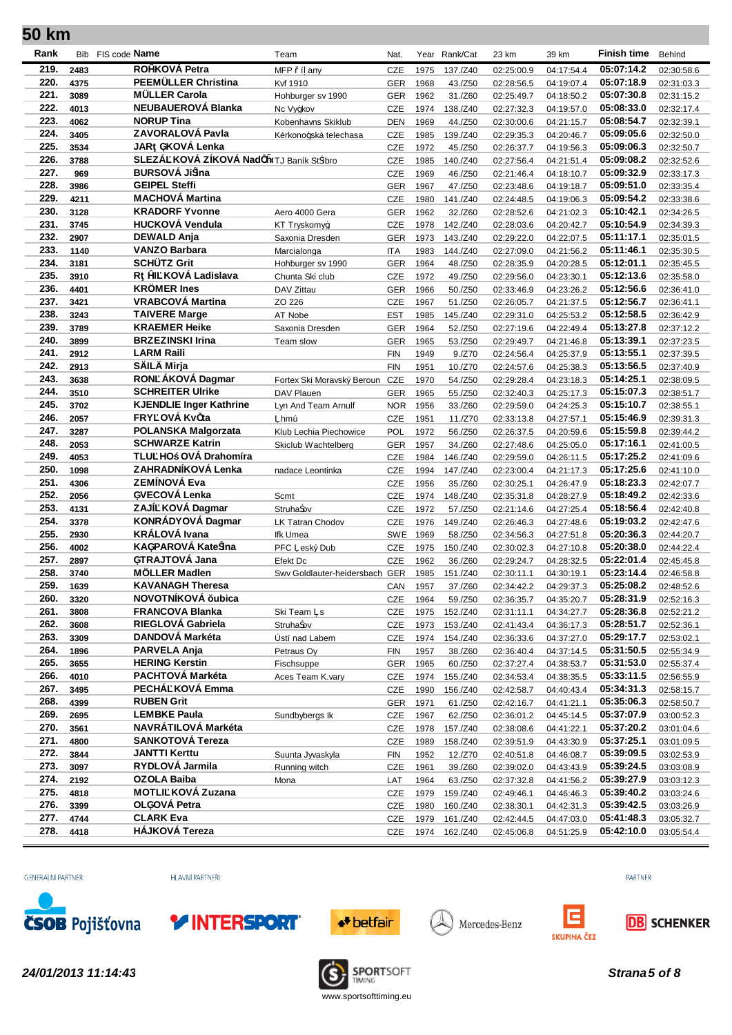## 50 km

| Rank | Bib | FIS code | Name | Team | Nat. | Year | Rank/Cat | 23 km | 39 km | Finish time | Behind |
|---|---|---|---|---|---|---|---|---|---|---|---|
| 219. | 2483 | | ROŇKOVÁ Petra | MFP ř íl any | CZE | 1975 | 137./Z40 | 02:25:00.9 | 04:17:54.4 | 05:07:14.2 | 02:30:58.6 |
| 220. | 4375 | | PEEMÜLLER Christina | Kvf 1910 | GER | 1968 | 43./Z50 | 02:28:56.5 | 04:19:07.4 | 05:07:18.9 | 02:31:03.3 |
| 221. | 3089 | | MÜLLER Carola | Hohburger sv 1990 | GER | 1962 | 31./Z60 | 02:25:49.7 | 04:18:50.2 | 05:07:30.8 | 02:31:15.2 |
| 222. | 4013 | | NEUBAUEROVÁ Blanka | Nc Vyškov | CZE | 1974 | 138./Z40 | 02:27:32.3 | 04:19:57.0 | 05:08:33.0 | 02:32:17.4 |
| 223. | 4062 | | NORUP Tina | Kobenhavns Skiklub | DEN | 1969 | 44./Z50 | 02:30:00.6 | 04:21:15.7 | 05:08:54.7 | 02:32:39.1 |
| 224. | 3405 | | ZAVORALOVÁ Pavla | Kérkonošská telechasa | CZE | 1985 | 139./Z40 | 02:29:35.3 | 04:20:46.7 | 05:09:05.6 | 02:32:50.0 |
| 225. | 3534 | | JARŠKOVÁ Lenka | | CZE | 1972 | 45./Z50 | 02:26:37.7 | 04:19:56.3 | 05:09:06.3 | 02:32:50.7 |
| 226. | 3788 | | SLEZÁČKOVÁ ZÍKOVÁ Naděžda | TJ Baník Stříbro | CZE | 1985 | 140./Z40 | 02:27:56.4 | 04:21:51.4 | 05:09:08.2 | 02:32:52.6 |
| 227. | 969 | | BURSOVÁ Jiřina | | CZE | 1969 | 46./Z50 | 02:21:46.4 | 04:18:10.7 | 05:09:32.9 | 02:33:17.3 |
| 228. | 3986 | | GEIPEL Steffi | | GER | 1967 | 47./Z50 | 02:23:48.6 | 04:19:18.7 | 05:09:51.0 | 02:33:35.4 |
| 229. | 4211 | | MACHOVÁ Martina | | CZE | 1980 | 141./Z40 | 02:24:48.5 | 04:19:06.3 | 05:09:54.2 | 02:33:38.6 |
| 230. | 3128 | | KRADORF Yvonne | Aero 4000 Gera | GER | 1962 | 32./Z60 | 02:28:52.6 | 04:21:02.3 | 05:10:42.1 | 02:34:26.5 |
| 231. | 3745 | | HUCKOVÁ Vendula | KT Tryskomyš | CZE | 1978 | 142./Z40 | 02:28:03.6 | 04:20:42.7 | 05:10:54.9 | 02:34:39.3 |
| 232. | 2907 | | DEWALD Anja | Saxonia Dresden | GER | 1973 | 143./Z40 | 02:29:22.0 | 04:22:07.5 | 05:11:17.1 | 02:35:01.5 |
| 233. | 1140 | | VANZO Barbara | Marcialonga | ITA | 1983 | 144./Z40 | 02:27:09.0 | 04:21:56.2 | 05:11:46.1 | 02:35:30.5 |
| 234. | 3181 | | SCHÜTZ Grit | Hohburger sv 1990 | GER | 1964 | 48./Z50 | 02:28:35.9 | 04:20:28.5 | 05:12:01.1 | 02:35:45.5 |
| 235. | 3910 | | ŘEHÁČKOVÁ Ladislava | Chunta Ski club | CZE | 1972 | 49./Z50 | 02:29:56.0 | 04:23:30.1 | 05:12:13.6 | 02:35:58.0 |
| 236. | 4401 | | KRÖMER Ines | DAV Zittau | GER | 1966 | 50./Z50 | 02:33:46.9 | 04:23:26.2 | 05:12:56.6 | 02:36:41.0 |
| 237. | 3421 | | VRABCOVÁ Martina | ZO 226 | CZE | 1967 | 51./Z50 | 02:26:05.7 | 04:21:37.5 | 05:12:56.7 | 02:36:41.1 |
| 238. | 3243 | | TAIVERE Marge | AT Nobe | EST | 1985 | 145./Z40 | 02:29:31.0 | 04:25:53.2 | 05:12:58.5 | 02:36:42.9 |
| 239. | 3789 | | KRAEMER Heike | Saxonia Dresden | GER | 1964 | 52./Z50 | 02:27:19.6 | 04:22:49.4 | 05:13:27.8 | 02:37:12.2 |
| 240. | 3899 | | BRZEZINSKI Irina | Team slow | GER | 1965 | 53./Z50 | 02:29:49.7 | 04:21:46.8 | 05:13:39.1 | 02:37:23.5 |
| 241. | 2912 | | LARM Raili | | FIN | 1949 | 9./Z70 | 02:24:56.4 | 04:25:37.9 | 05:13:55.1 | 02:37:39.5 |
| 242. | 2913 | | SÄILÄ Mirja | | FIN | 1951 | 10./Z70 | 02:24:57.6 | 04:25:38.3 | 05:13:56.5 | 02:37:40.9 |
| 243. | 3638 | | RONČÁKOVÁ Dagmar | Fortex Ski Moravský Beroun | CZE | 1970 | 54./Z50 | 02:29:28.4 | 04:23:18.3 | 05:14:25.1 | 02:38:09.5 |
| 244. | 3510 | | SCHREITER Ulrike | DAV Plauen | GER | 1965 | 55./Z50 | 02:32:40.3 | 04:25:17.3 | 05:15:07.3 | 02:38:51.7 |
| 245. | 3702 | | KJENDLIE Inger Kathrine | Lyn And Team Arnulf | NOR | 1956 | 33./Z60 | 02:29:59.0 | 04:24:25.3 | 05:15:10.7 | 02:38:55.1 |
| 246. | 2057 | | FRYČOVÁ Květa | Lhmú | CZE | 1951 | 11./Z70 | 02:33:13.8 | 04:27:57.1 | 05:15:46.9 | 02:39:31.3 |
| 247. | 3287 | | POLANSKA Malgorzata | Klub Lechia Piechowice | POL | 1972 | 56./Z50 | 02:26:37.5 | 04:20:59.6 | 05:15:59.8 | 02:39:44.2 |
| 248. | 2053 | | SCHWARZE Katrin | Skiclub Wachtelberg | GER | 1957 | 34./Z60 | 02:27:48.6 | 04:25:05.0 | 05:17:16.1 | 02:41:00.5 |
| 249. | 4053 | | TLUČHOŠOVÁ Drahomíra | | CZE | 1984 | 146./Z40 | 02:29:59.0 | 04:26:11.5 | 05:17:25.2 | 02:41:09.6 |
| 250. | 1098 | | ZAHRADNÍKOVÁ Lenka | nadace Leontinka | CZE | 1994 | 147./Z40 | 02:23:00.4 | 04:21:17.3 | 05:17:25.6 | 02:41:10.0 |
| 251. | 4306 | | ZEMÍNOVÁ Eva | | CZE | 1956 | 35./Z60 | 02:30:25.1 | 04:26:47.9 | 05:18:23.3 | 02:42:07.7 |
| 252. | 2056 | | ŠVECOVÁ Lenka | Scmt | CZE | 1974 | 148./Z40 | 02:35:31.8 | 04:28:27.9 | 05:18:49.2 | 02:42:33.6 |
| 253. | 4131 | | ZAJÍČKOVÁ Dagmar | Struhařov | CZE | 1972 | 57./Z50 | 02:21:14.6 | 04:27:25.4 | 05:18:56.4 | 02:42:40.8 |
| 254. | 3378 | | KONRÁDYOVÁ Dagmar | LK Tatran Chodov | CZE | 1976 | 149./Z40 | 02:26:46.3 | 04:27:48.6 | 05:19:03.2 | 02:42:47.6 |
| 255. | 2930 | | KRÁLOVÁ Ivana | Ifk Umea | SWE | 1969 | 58./Z50 | 02:34:56.3 | 04:27:51.8 | 05:20:36.3 | 02:44:20.7 |
| 256. | 4002 | | KAŠPAROVÁ Kateřina | PFC Český Dub | CZE | 1975 | 150./Z40 | 02:30:02.3 | 04:27:10.8 | 05:20:38.0 | 02:44:22.4 |
| 257. | 2897 | | ŠTRAJTOVÁ Jana | Efekt Dc | CZE | 1962 | 36./Z60 | 02:29:24.7 | 04:28:32.5 | 05:22:01.4 | 02:45:45.8 |
| 258. | 3740 | | MÖLLER Madlen | Swv Goldlauter-heidersbach | GER | 1985 | 151./Z40 | 02:30:11.1 | 04:30:19.1 | 05:23:14.4 | 02:46:58.8 |
| 259. | 1639 | | KAVANAGH Theresa | | CAN | 1957 | 37./Z60 | 02:34:42.2 | 04:29:37.3 | 05:25:08.2 | 02:48:52.6 |
| 260. | 3320 | | NOVOTNÍKOVÁ Ľubica | | CZE | 1964 | 59./Z50 | 02:36:35.7 | 04:35:20.7 | 05:28:31.9 | 02:52:16.3 |
| 261. | 3808 | | FRANCOVA Blanka | Ski Team Čs | CZE | 1975 | 152./Z40 | 02:31:11.1 | 04:34:27.7 | 05:28:36.8 | 02:52:21.2 |
| 262. | 3608 | | RIEGLOVÁ Gabriela | Struhařov | CZE | 1973 | 153./Z40 | 02:41:43.4 | 04:36:17.3 | 05:28:51.7 | 02:52:36.1 |
| 263. | 3309 | | DANDOVÁ Markéta | Ústí nad Labem | CZE | 1974 | 154./Z40 | 02:36:33.6 | 04:37:27.0 | 05:29:17.7 | 02:53:02.1 |
| 264. | 1896 | | PARVELA Anja | Petraus Oy | FIN | 1957 | 38./Z60 | 02:36:40.4 | 04:37:14.5 | 05:31:50.5 | 02:55:34.9 |
| 265. | 3655 | | HERING Kerstin | Fischsuppe | GER | 1965 | 60./Z50 | 02:37:27.4 | 04:38:53.7 | 05:31:53.0 | 02:55:37.4 |
| 266. | 4010 | | PACHTOVÁ Markéta | Aces Team K.vary | CZE | 1974 | 155./Z40 | 02:34:53.4 | 04:38:35.5 | 05:33:11.5 | 02:56:55.9 |
| 267. | 3495 | | PECHÁČKOVÁ Emma | | CZE | 1990 | 156./Z40 | 02:42:58.7 | 04:40:43.4 | 05:34:31.3 | 02:58:15.7 |
| 268. | 4399 | | RUBEN Grit | | GER | 1971 | 61./Z50 | 02:42:16.7 | 04:41:21.1 | 05:35:06.3 | 02:58:50.7 |
| 269. | 2695 | | LEMBKE Paula | Sundbybergs Ik | CZE | 1967 | 62./Z50 | 02:36:01.2 | 04:45:14.5 | 05:37:07.9 | 03:00:52.3 |
| 270. | 3561 | | NAVRÁTILOVÁ Markéta | | CZE | 1978 | 157./Z40 | 02:38:08.6 | 04:41:22.1 | 05:37:20.2 | 03:01:04.6 |
| 271. | 4800 | | SANKOTOVÁ Tereza | | CZE | 1989 | 158./Z40 | 02:39:51.9 | 04:43:30.9 | 05:37:25.1 | 03:01:09.5 |
| 272. | 3844 | | JANTTI Kerttu | Suunta Jyvaskyla | FIN | 1952 | 12./Z70 | 02:40:51.8 | 04:46:08.7 | 05:39:09.5 | 03:02:53.9 |
| 273. | 3097 | | RYDLOVÁ Jarmila | Running witch | CZE | 1961 | 39./Z60 | 02:39:02.0 | 04:43:43.9 | 05:39:24.5 | 03:03:08.9 |
| 274. | 2192 | | OZOLA Baiba | Mona | LAT | 1964 | 63./Z50 | 02:37:32.8 | 04:41:56.2 | 05:39:27.9 | 03:03:12.3 |
| 275. | 4818 | | MOTLÍČKOVÁ Zuzana | | CZE | 1979 | 159./Z40 | 02:49:46.1 | 04:46:46.3 | 05:39:40.2 | 03:03:24.6 |
| 276. | 3399 | | OLŠOVÁ Petra | | CZE | 1980 | 160./Z40 | 02:38:30.1 | 04:42:31.3 | 05:39:42.5 | 03:03:26.9 |
| 277. | 4744 | | CLARK Eva | | CZE | 1979 | 161./Z40 | 02:42:44.5 | 04:47:03.0 | 05:41:48.3 | 03:05:32.7 |
| 278. | 4418 | | HÁJKOVÁ Tereza | | CZE | 1974 | 162./Z40 | 02:45:06.8 | 04:51:25.9 | 05:42:10.0 | 03:05:54.4 |

GENERÁLNÍ PARTNER: ČSOB Pojišťovna

HLAVNÍ PARTNEŘI: INTERSPORT, betfair, Mercedes-Benz, SKUPINA ČEZ

PARTNER: DB SCHENKER

*24/01/2013 11:14:43*

SPORTSOFT TIMING
www.sportsofttiming.eu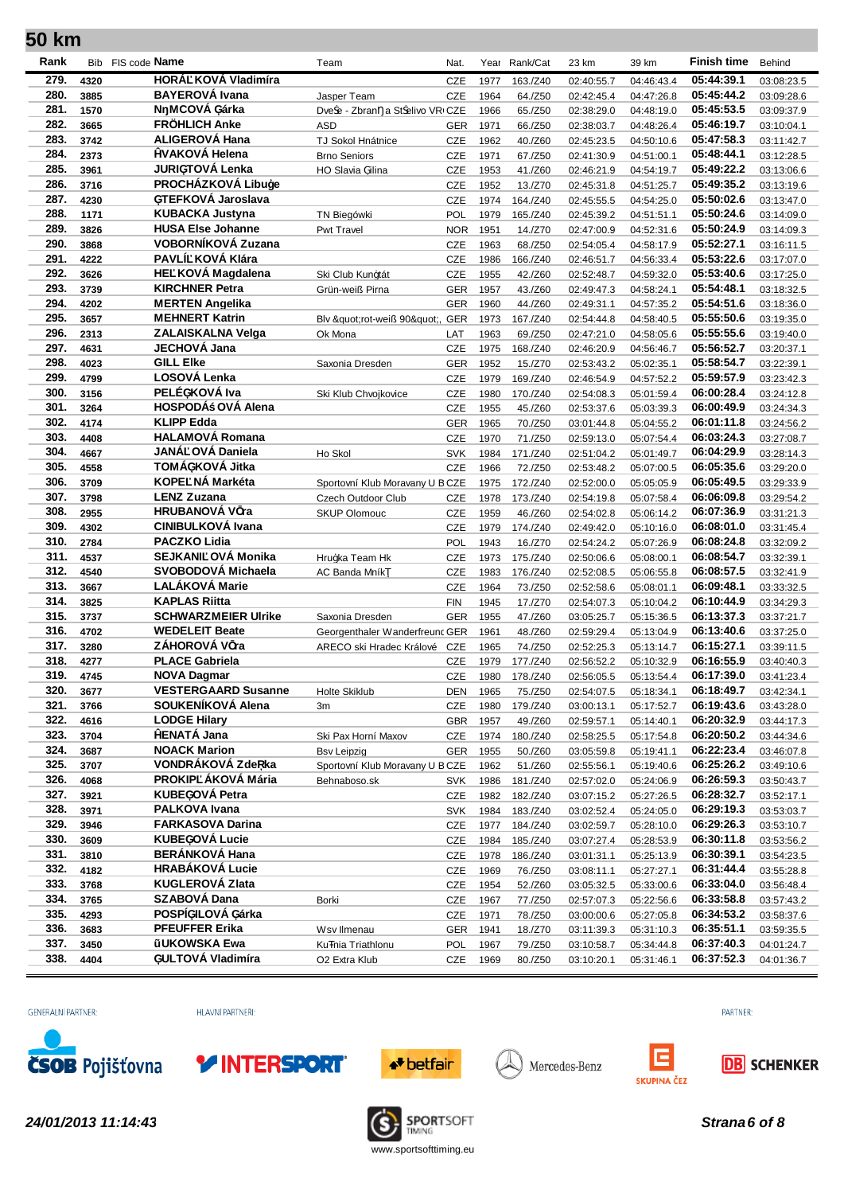## 50 km

| Rank | Bib | FIS code | Name | Team | Nat. | Year | Rank/Cat | 23 km | 39 km | Finish time | Behind |
|---|---|---|---|---|---|---|---|---|---|---|---|
| 279. | 4320 | | HORÁĽKOVÁ Vladimíra | | CZE | 1977 | 163./Z40 | 02:40:55.7 | 04:46:43.4 | 05:44:39.1 | 03:08:23.5 |
| 280. | 3885 | | BAYEROVÁ Ivana | Jasper Team | CZE | 1964 | 64./Z50 | 02:42:45.4 | 04:47:26.8 | 05:45:44.2 | 03:09:28.6 |
| 281. | 1570 | | NդMCOVÁ Ģárka | DveŠe - ZbranŊa StŠelivo VR | CZE | 1966 | 65./Z50 | 02:38:29.0 | 04:48:19.0 | 05:45:53.5 | 03:09:37.9 |
| 282. | 3665 | | FRÖHLICH Anke | ASD | GER | 1971 | 66./Z50 | 02:38:03.7 | 04:48:26.4 | 05:46:19.7 | 03:10:04.1 |
| 283. | 3742 | | ALIGEROVÁ Hana | TJ Sokol Hnátnice | CZE | 1962 | 40./Z60 | 02:45:23.5 | 04:50:10.6 | 05:47:58.3 | 03:11:42.7 |
| 284. | 2373 | | ĦVAKOVÁ Helena | Brno Seniors | CZE | 1971 | 67./Z50 | 02:41:30.9 | 04:51:00.1 | 05:48:44.1 | 03:12:28.5 |
| 285. | 3961 | | JURIĢTOVÁ Lenka | HO Slavia Ģlina | CZE | 1953 | 41./Z60 | 02:46:21.9 | 04:54:19.7 | 05:49:22.2 | 03:13:06.6 |
| 286. | 3716 | | PROCHÁZKOVÁ Libuģe | | CZE | 1952 | 13./Z70 | 02:45:31.8 | 04:51:25.7 | 05:49:35.2 | 03:13:19.6 |
| 287. | 4230 | | ĢTEFKOVÁ Jaroslava | | CZE | 1974 | 164./Z40 | 02:45:55.5 | 04:54:25.0 | 05:50:02.6 | 03:13:47.0 |
| 288. | 1171 | | KUBACKA Justyna | TN Biegówki | POL | 1979 | 165./Z40 | 02:45:39.2 | 04:51:51.1 | 05:50:24.6 | 03:14:09.0 |
| 289. | 3826 | | HUSA Else Johanne | Pwt Travel | NOR | 1951 | 14./Z70 | 02:47:00.9 | 04:52:31.6 | 05:50:24.9 | 03:14:09.3 |
| 290. | 3868 | | VOBORNÍKOVÁ Zuzana | | CZE | 1963 | 68./Z50 | 02:54:05.4 | 04:58:17.9 | 05:52:27.1 | 03:16:11.5 |
| 291. | 4222 | | PAVLÍĽKOVÁ Klára | | CZE | 1986 | 166./Z40 | 02:46:51.7 | 04:56:33.4 | 05:53:22.6 | 03:17:07.0 |
| 292. | 3626 | | HEĽKOVÁ Magdalena | Ski Club Kunģtát | CZE | 1955 | 42./Z60 | 02:52:48.7 | 04:59:32.0 | 05:53:40.6 | 03:17:25.0 |
| 293. | 3739 | | KIRCHNER Petra | Grün-weiß Pirna | GER | 1957 | 43./Z60 | 02:49:47.3 | 04:58:24.1 | 05:54:48.1 | 03:18:32.5 |
| 294. | 4202 | | MERTEN Angelika | | GER | 1960 | 44./Z60 | 02:49:31.1 | 04:57:35.2 | 05:54:51.6 | 03:18:36.0 |
| 295. | 3657 | | MEHNERT Katrin | Blv &quot;rot-weiß 90&quot;, | GER | 1973 | 167./Z40 | 02:54:44.8 | 04:58:40.5 | 05:55:50.6 | 03:19:35.0 |
| 296. | 2313 | | ZALAISKALNA Velga | Ok Mona | LAT | 1963 | 69./Z50 | 02:47:21.0 | 04:58:05.6 | 05:55:55.6 | 03:19:40.0 |
| 297. | 4631 | | JECHOVÁ Jana | | CZE | 1975 | 168./Z40 | 02:46:20.9 | 04:56:46.7 | 05:56:52.7 | 03:20:37.1 |
| 298. | 4023 | | GILL Elke | Saxonia Dresden | GER | 1952 | 15./Z70 | 02:53:43.2 | 05:02:35.1 | 05:58:54.7 | 03:22:39.1 |
| 299. | 4799 | | LOSOVÁ Lenka | | CZE | 1979 | 169./Z40 | 02:46:54.9 | 04:57:52.2 | 05:59:57.9 | 03:23:42.3 |
| 300. | 3156 | | PELÉĢKOVÁ Iva | Ski Klub Chvojkovice | CZE | 1980 | 170./Z40 | 02:54:08.3 | 05:01:59.4 | 06:00:28.4 | 03:24:12.8 |
| 301. | 3264 | | HOSPODÁśOVÁ Alena | | CZE | 1955 | 45./Z60 | 02:53:37.6 | 05:03:39.3 | 06:00:49.9 | 03:24:34.3 |
| 302. | 4174 | | KLIPP Edda | | GER | 1965 | 70./Z50 | 03:01:44.8 | 05:04:55.2 | 06:01:11.8 | 03:24:56.2 |
| 303. | 4408 | | HALAMOVÁ Romana | | CZE | 1970 | 71./Z50 | 02:59:13.0 | 05:07:54.4 | 06:03:24.3 | 03:27:08.7 |
| 304. | 4667 | | JANÁĽOVÁ Daniela | Ho Skol | SVK | 1984 | 171./Z40 | 02:51:04.2 | 05:01:49.7 | 06:04:29.9 | 03:28:14.3 |
| 305. | 4558 | | TOMÁĢKOVÁ Jitka | | CZE | 1966 | 72./Z50 | 02:53:48.2 | 05:07:00.5 | 06:05:35.6 | 03:29:20.0 |
| 306. | 3709 | | KOPEĽNÁ Markéta | Sportovní Klub Moravany U B | CZE | 1975 | 172./Z40 | 02:52:00.0 | 05:05:05.9 | 06:05:49.5 | 03:29:33.9 |
| 307. | 3798 | | LENZ Zuzana | Czech Outdoor Club | CZE | 1978 | 173./Z40 | 02:54:19.8 | 05:07:58.4 | 06:06:09.8 | 03:29:54.2 |
| 308. | 2955 | | HRUBANOVÁ VĢra | SKUP Olomouc | CZE | 1959 | 46./Z60 | 02:54:02.8 | 05:06:14.2 | 06:07:36.9 | 03:31:21.3 |
| 309. | 4302 | | CINIBULKOVÁ Ivana | | CZE | 1979 | 174./Z40 | 02:49:42.0 | 05:10:16.0 | 06:08:01.0 | 03:31:45.4 |
| 310. | 2784 | | PACZKO Lidia | | POL | 1943 | 16./Z70 | 02:54:24.2 | 05:07:26.9 | 06:08:24.8 | 03:32:09.2 |
| 311. | 4537 | | SEJKANIĽOVÁ Monika | Hruģka Team Hk | CZE | 1973 | 175./Z40 | 02:50:06.6 | 05:08:00.1 | 06:08:54.7 | 03:32:39.1 |
| 312. | 4540 | | SVOBODOVÁ Michaela | AC Banda MníkŢ | CZE | 1983 | 176./Z40 | 02:52:08.5 | 05:06:55.8 | 06:08:57.5 | 03:32:41.9 |
| 313. | 3667 | | LALÁKOVÁ Marie | | CZE | 1964 | 73./Z50 | 02:52:58.6 | 05:08:01.1 | 06:09:48.1 | 03:33:32.5 |
| 314. | 3825 | | KAPLAS Riitta | | FIN | 1945 | 17./Z70 | 02:54:07.3 | 05:10:04.2 | 06:10:44.9 | 03:34:29.3 |
| 315. | 3737 | | SCHWARZMEIER Ulrike | Saxonia Dresden | GER | 1955 | 47./Z60 | 03:05:25.7 | 05:15:36.5 | 06:13:37.3 | 03:37:21.7 |
| 316. | 4702 | | WEDELEIT Beate | Georgenthaler Wanderfreunc | GER | 1961 | 48./Z60 | 02:59:29.4 | 05:13:04.9 | 06:13:40.6 | 03:37:25.0 |
| 317. | 3280 | | ZÁHOROVÁ VĢra | ARECO ski Hradec Králové | CZE | 1965 | 74./Z50 | 02:52:25.3 | 05:13:14.7 | 06:15:27.1 | 03:39:11.5 |
| 318. | 4277 | | PLACE Gabriela | | CZE | 1979 | 177./Z40 | 02:56:52.2 | 05:10:32.9 | 06:16:55.9 | 03:40:40.3 |
| 319. | 4745 | | NOVA Dagmar | | CZE | 1980 | 178./Z40 | 02:56:05.5 | 05:13:54.4 | 06:17:39.0 | 03:41:23.4 |
| 320. | 3677 | | VESTERGAARD Susanne | Holte Skiklub | DEN | 1965 | 75./Z50 | 02:54:07.5 | 05:18:34.1 | 06:18:49.7 | 03:42:34.1 |
| 321. | 3766 | | SOUKENÍKOVÁ Alena | 3m | CZE | 1980 | 179./Z40 | 03:00:13.1 | 05:17:52.7 | 06:19:43.6 | 03:43:28.0 |
| 322. | 4616 | | LODGE Hilary | | GBR | 1957 | 49./Z60 | 02:59:57.1 | 05:14:40.1 | 06:20:32.9 | 03:44:17.3 |
| 323. | 3704 | | ĦENATÁ Jana | Ski Pax Horní Maxov | CZE | 1974 | 180./Z40 | 02:58:25.5 | 05:17:54.8 | 06:20:50.2 | 03:44:34.6 |
| 324. | 3687 | | NOACK Marion | Bsv Leipzig | GER | 1955 | 50./Z60 | 03:05:59.8 | 05:19:41.1 | 06:22:23.4 | 03:46:07.8 |
| 325. | 3707 | | VONDRÁKOVÁ ZdeŖka | Sportovní Klub Moravany U B | CZE | 1962 | 51./Z60 | 02:55:56.1 | 05:19:40.6 | 06:25:26.2 | 03:49:10.6 |
| 326. | 4068 | | PROKIPĽÁKOVÁ Mária | Behnaboso.sk | SVK | 1986 | 181./Z40 | 02:57:02.0 | 05:24:06.9 | 06:26:59.3 | 03:50:43.7 |
| 327. | 3921 | | KUBEĢOVÁ Petra | | CZE | 1982 | 182./Z40 | 03:07:15.2 | 05:27:26.5 | 06:28:32.7 | 03:52:17.1 |
| 328. | 3971 | | PALKOVA Ivana | | SVK | 1984 | 183./Z40 | 03:02:52.4 | 05:24:05.0 | 06:29:19.3 | 03:53:03.7 |
| 329. | 3946 | | FARKASOVA Darina | | CZE | 1977 | 184./Z40 | 03:02:59.7 | 05:28:10.0 | 06:29:26.3 | 03:53:10.7 |
| 330. | 3609 | | KUBEĢOVÁ Lucie | | CZE | 1984 | 185./Z40 | 03:07:27.4 | 05:28:53.9 | 06:30:11.8 | 03:53:56.2 |
| 331. | 3810 | | BERÁNKOVÁ Hana | | CZE | 1978 | 186./Z40 | 03:01:31.1 | 05:25:13.9 | 06:30:39.1 | 03:54:23.5 |
| 332. | 4182 | | HRABÁKOVÁ Lucie | | CZE | 1969 | 76./Z50 | 03:08:11.1 | 05:27:27.1 | 06:31:44.4 | 03:55:28.8 |
| 333. | 3768 | | KUGLEROVÁ Zlata | | CZE | 1954 | 52./Z60 | 03:05:32.5 | 05:33:00.6 | 06:33:04.0 | 03:56:48.4 |
| 334. | 3765 | | SZABOVÁ Dana | Borki | CZE | 1967 | 77./Z50 | 02:57:07.3 | 05:22:56.6 | 06:33:58.8 | 03:57:43.2 |
| 335. | 4293 | | POSPÍĢILOVÁ Ģárka | | CZE | 1971 | 78./Z50 | 03:00:00.6 | 05:27:05.8 | 06:34:53.2 | 03:58:37.6 |
| 336. | 3683 | | PFEUFFER Erika | Wsv Ilmenau | GER | 1941 | 18./Z70 | 03:11:39.3 | 05:31:10.3 | 06:35:51.1 | 03:59:35.5 |
| 337. | 3450 | | ũUKOWSKA Ewa | KuŦnia Triathlonu | POL | 1967 | 79./Z50 | 03:10:58.7 | 05:34:44.8 | 06:37:40.3 | 04:01:24.7 |
| 338. | 4404 | | ĢULTOVÁ Vladimíra | O2 Extra Klub | CZE | 1969 | 80./Z50 | 03:10:20.1 | 05:31:46.1 | 06:37:52.3 | 04:01:36.7 |

GENERÁLNÍ PARTNER: ČSOB Pojišťovna — HLAVNÍ PARTNEŘI: INTERSPORT, betfair, Mercedes-Benz, SKUPINA ČEZ — PARTNER: DB SCHENKER

*24/01/2013 11:14:43*

SPORTSOFT TIMING — www.sportsofttiming.eu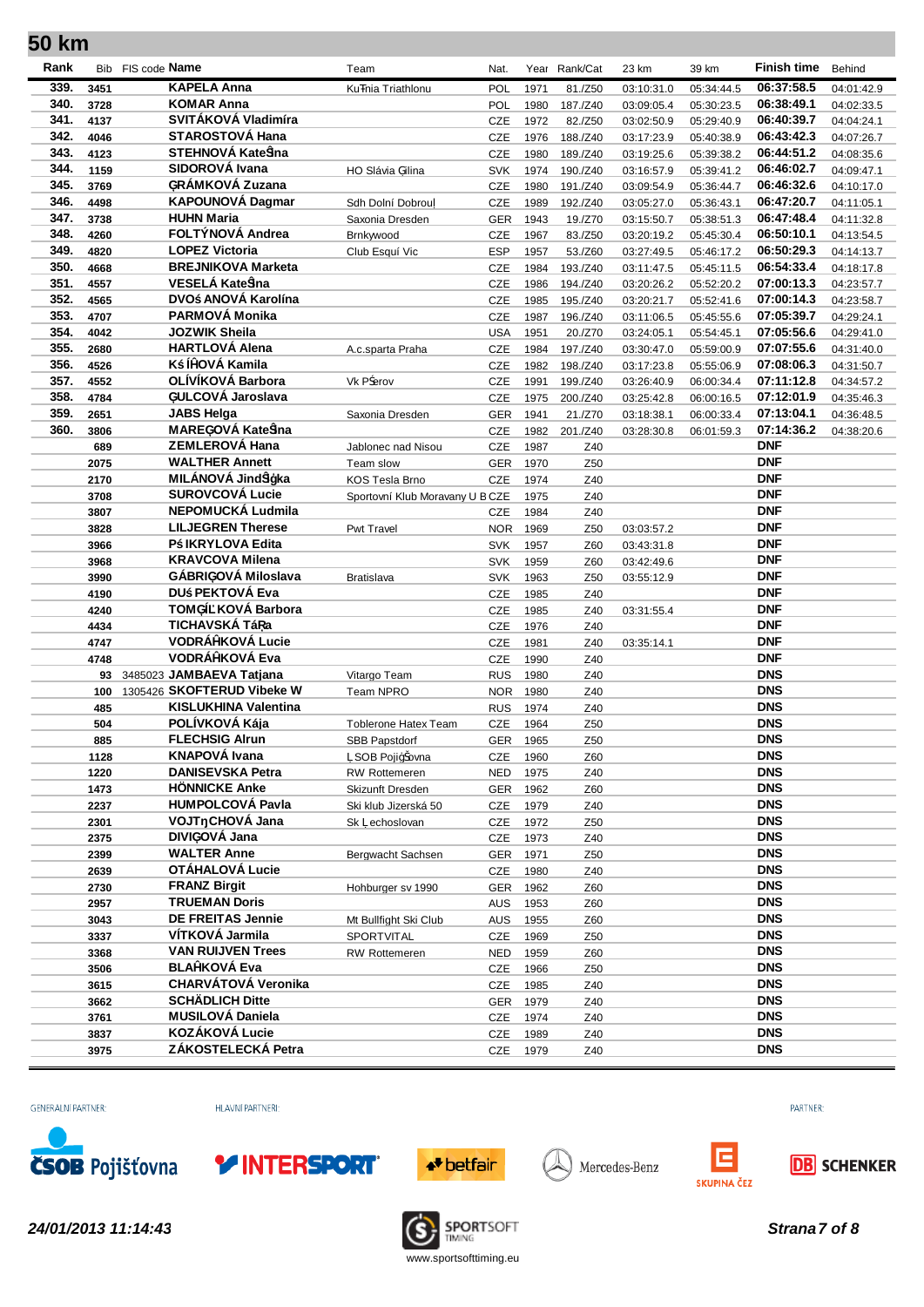# 50 km

| Rank | Bib | FIS code | Name | Team | Nat. | Year | Rank/Cat | 23 km | 39 km | Finish time | Behind |
|---|---|---|---|---|---|---|---|---|---|---|---|
| 339. | 3451 | | KAPELA Anna | KuŦnia Triathlonu | POL | 1971 | 81./Z50 | 03:10:31.0 | 05:34:44.5 | 06:37:58.5 | 04:01:42.9 |
| 340. | 3728 | | KOMAR Anna | | POL | 1980 | 187./Z40 | 03:09:05.4 | 05:30:23.5 | 06:38:49.1 | 04:02:33.5 |
| 341. | 4137 | | SVITÁKOVÁ Vladimíra | | CZE | 1972 | 82./Z50 | 03:02:50.9 | 05:29:40.9 | 06:40:39.7 | 04:04:24.1 |
| 342. | 4046 | | STAROSTOVÁ Hana | | CZE | 1976 | 188./Z40 | 03:17:23.9 | 05:40:38.9 | 06:43:42.3 | 04:07:26.7 |
| 343. | 4123 | | STEHNOVÁ KateŠna | | CZE | 1980 | 189./Z40 | 03:19:25.6 | 05:39:38.2 | 06:44:51.2 | 04:08:35.6 |
| 344. | 1159 | | SIDOROVÁ Ivana | HO Slávia Ģilina | SVK | 1974 | 190./Z40 | 03:16:57.9 | 05:39:41.2 | 06:46:02.7 | 04:09:47.1 |
| 345. | 3769 | | ĢRÁMKOVÁ Zuzana | | CZE | 1980 | 191./Z40 | 03:09:54.9 | 05:36:44.7 | 06:46:32.6 | 04:10:17.0 |
| 346. | 4498 | | KAPOUNOVÁ Dagmar | Sdh Dolní Dobrouļ | CZE | 1989 | 192./Z40 | 03:05:27.0 | 05:36:43.1 | 06:47:20.7 | 04:11:05.1 |
| 347. | 3738 | | HUHN Maria | Saxonia Dresden | GER | 1943 | 19./Z70 | 03:15:50.7 | 05:38:51.3 | 06:47:48.4 | 04:11:32.8 |
| 348. | 4260 | | FOLTÝNOVÁ Andrea | Brnkywood | CZE | 1967 | 83./Z50 | 03:20:19.2 | 05:45:30.4 | 06:50:10.1 | 04:13:54.5 |
| 349. | 4820 | | LOPEZ Victoria | Club Esquí Vic | ESP | 1957 | 53./Z60 | 03:27:49.5 | 05:46:17.2 | 06:50:29.3 | 04:14:13.7 |
| 350. | 4668 | | BREJNIKOVA Marketa | | CZE | 1984 | 193./Z40 | 03:11:47.5 | 05:45:11.5 | 06:54:33.4 | 04:18:17.8 |
| 351. | 4557 | | VESELÁ KateŠna | | CZE | 1986 | 194./Z40 | 03:20:26.2 | 05:52:20.2 | 07:00:13.3 | 04:23:57.7 |
| 352. | 4565 | | DVOŚ ANOVÁ Karolína | | CZE | 1985 | 195./Z40 | 03:20:21.7 | 05:52:41.6 | 07:00:14.3 | 04:23:58.7 |
| 353. | 4707 | | PARMOVÁ Monika | | CZE | 1987 | 196./Z40 | 03:11:06.5 | 05:45:55.6 | 07:05:39.7 | 04:29:24.1 |
| 354. | 4042 | | JOZWIK Sheila | | USA | 1951 | 20./Z70 | 03:24:05.1 | 05:54:45.1 | 07:05:56.6 | 04:29:41.0 |
| 355. | 2680 | | HARTLOVÁ Alena | A.c.sparta Praha | CZE | 1984 | 197./Z40 | 03:30:47.0 | 05:59:00.9 | 07:07:55.6 | 04:31:40.0 |
| 356. | 4526 | | KŚ ÍĦOVÁ Kamila | | CZE | 1982 | 198./Z40 | 03:17:23.8 | 05:55:06.9 | 07:08:06.3 | 04:31:50.7 |
| 357. | 4552 | | OLÍVÍKOVÁ Barbora | Vk PŠerov | CZE | 1991 | 199./Z40 | 03:26:40.9 | 06:00:34.4 | 07:11:12.8 | 04:34:57.2 |
| 358. | 4784 | | ĢULCOVÁ Jaroslava | | CZE | 1975 | 200./Z40 | 03:25:42.8 | 06:00:16.5 | 07:12:01.9 | 04:35:46.3 |
| 359. | 2651 | | JABS Helga | Saxonia Dresden | GER | 1941 | 21./Z70 | 03:18:38.1 | 06:00:33.4 | 07:13:04.1 | 04:36:48.5 |
| 360. | 3806 | | MAREĢOVÁ KateŠna | | CZE | 1982 | 201./Z40 | 03:28:30.8 | 06:01:59.3 | 07:14:36.2 | 04:38:20.6 |
| | 689 | | ZEMLEROVÁ Hana | Jablonec nad Nisou | CZE | 1987 | Z40 | | | DNF | |
| | 2075 | | WALTHER Annett | Team slow | GER | 1970 | Z50 | | | DNF | |
| | 2170 | | MILÁNOVÁ JindŠġka | KOS Tesla Brno | CZE | 1974 | Z40 | | | DNF | |
| | 3708 | | SUROVCOVÁ Lucie | Sportovní Klub Moravany U B | CZE | 1975 | Z40 | | | DNF | |
| | 3807 | | NEPOMUCKÁ Ludmila | | CZE | 1984 | Z40 | | | DNF | |
| | 3828 | | LILJEGREN Therese | Pwt Travel | NOR | 1969 | Z50 | 03:03:57.2 | | DNF | |
| | 3966 | | PŚ IKRYLOVA Edita | | SVK | 1957 | Z60 | 03:43:31.8 | | DNF | |
| | 3968 | | KRAVCOVA Milena | | SVK | 1959 | Z60 | 03:42:49.6 | | DNF | |
| | 3990 | | GÁBRIĢOVÁ Miloslava | Bratislava | SVK | 1963 | Z50 | 03:55:12.9 | | DNF | |
| | 4190 | | DUŚ PEKTOVÁ Eva | | CZE | 1985 | Z40 | | | DNF | |
| | 4240 | | TOMĢĿ KOVÁ Barbora | | CZE | 1985 | Z40 | 03:31:55.4 | | DNF | |
| | 4434 | | TICHAVSKÁ TáŖa | | CZE | 1976 | Z40 | | | DNF | |
| | 4747 | | VODRÁĦKOVÁ Lucie | | CZE | 1981 | Z40 | 03:35:14.1 | | DNF | |
| | 4748 | | VODRÁĦKOVÁ Eva | | CZE | 1990 | Z40 | | | DNF | |
| | 93 | 3485023 | JAMBAEVA Tatjana | Vitargo Team | RUS | 1980 | Z40 | | | DNS | |
| | 100 | 1305426 | SKOFTERUD Vibeke W | Team NPRO | NOR | 1980 | Z40 | | | DNS | |
| | 485 | | KISLUKHINA Valentina | | RUS | 1974 | Z40 | | | DNS | |
| | 504 | | POLÍVKOVÁ Kája | Toblerone Hatex Team | CZE | 1964 | Z50 | | | DNS | |
| | 885 | | FLECHSIG Alrun | SBB Papstdorf | GER | 1965 | Z50 | | | DNS | |
| | 1128 | | KNAPOVÁ Ivana | ĻSOB PojiġŠovna | CZE | 1960 | Z60 | | | DNS | |
| | 1220 | | DANISEVSKA Petra | RW Rottemeren | NED | 1975 | Z40 | | | DNS | |
| | 1473 | | HÖNNICKE Anke | Skizunft Dresden | GER | 1962 | Z60 | | | DNS | |
| | 2237 | | HUMPOLCOVÁ Pavla | Ski klub Jizerská 50 | CZE | 1979 | Z40 | | | DNS | |
| | 2301 | | VOJTŊCHOVÁ Jana | Sk Ļechoslovan | CZE | 1972 | Z50 | | | DNS | |
| | 2375 | | DIVIĢOVÁ Jana | | CZE | 1973 | Z40 | | | DNS | |
| | 2399 | | WALTER Anne | Bergwacht Sachsen | GER | 1971 | Z50 | | | DNS | |
| | 2639 | | OTÁHALOVÁ Lucie | | CZE | 1980 | Z40 | | | DNS | |
| | 2730 | | FRANZ Birgit | Hohburger sv 1990 | GER | 1962 | Z60 | | | DNS | |
| | 2957 | | TRUEMAN Doris | | AUS | 1953 | Z60 | | | DNS | |
| | 3043 | | DE FREITAS Jennie | Mt Bullfight Ski Club | AUS | 1955 | Z60 | | | DNS | |
| | 3337 | | VÍTKOVÁ Jarmila | SPORTVITAL | CZE | 1969 | Z50 | | | DNS | |
| | 3368 | | VAN RUIJVEN Trees | RW Rottemeren | NED | 1959 | Z60 | | | DNS | |
| | 3506 | | BLAĦKOVÁ Eva | | CZE | 1966 | Z50 | | | DNS | |
| | 3615 | | CHARVÁTOVÁ Veronika | | CZE | 1985 | Z40 | | | DNS | |
| | 3662 | | SCHÄDLICH Ditte | | GER | 1979 | Z40 | | | DNS | |
| | 3761 | | MUSILOVÁ Daniela | | CZE | 1974 | Z40 | | | DNS | |
| | 3837 | | KOZÁKOVÁ Lucie | | CZE | 1989 | Z40 | | | DNS | |
| | 3975 | | ZÁKOSTELECKÁ Petra | | CZE | 1979 | Z40 | | | DNS | |

GENERÁLNÍ PARTNER: ČSOB Pojišťovna | HLAVNÍ PARTNEŘI: INTERSPORT, betfair, Mercedes-Benz, SKUPINA ČEZ | PARTNER: DB SCHENKER

*24/01/2013 11:14:43*

SPORTSOFT TIMING www.sportsofttiming.eu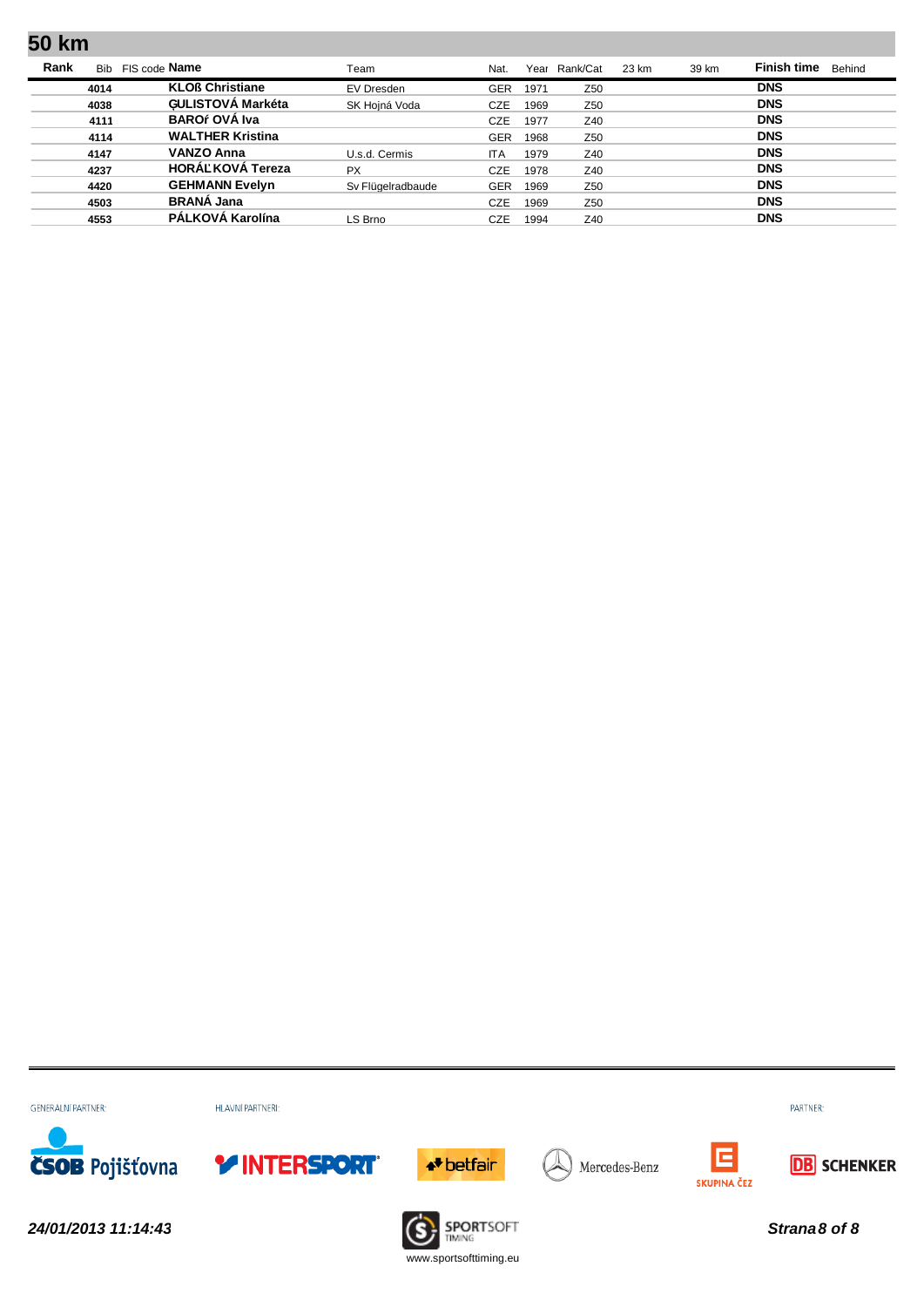## 50 km

| Rank | Bib | FIS code | Name | Team | Nat. | Year | Rank/Cat | 23 km | 39 km | Finish time | Behind |
|---|---|---|---|---|---|---|---|---|---|---|---|
| | 4014 | | **KLOß Christiane** | EV Dresden | GER | 1971 | Z50 | | | **DNS** | |
| | 4038 | | **ĢULISTOVÁ Markéta** | SK Hojná Voda | CZE | 1969 | Z50 | | | **DNS** | |
| | 4111 | | **BAROŕ OVÁ Iva** | | CZE | 1977 | Z40 | | | **DNS** | |
| | 4114 | | **WALTHER Kristina** | | GER | 1968 | Z50 | | | **DNS** | |
| | 4147 | | **VANZO Anna** | U.s.d. Cermis | ITA | 1979 | Z40 | | | **DNS** | |
| | 4237 | | **HORÁĽKOVÁ Tereza** | PX | CZE | 1978 | Z40 | | | **DNS** | |
| | 4420 | | **GEHMANN Evelyn** | Sv Flügelradbaude | GER | 1969 | Z50 | | | **DNS** | |
| | 4503 | | **BRANÁ Jana** | | CZE | 1969 | Z50 | | | **DNS** | |
| | 4553 | | **PÁLKOVÁ Karolína** | LS Brno | CZE | 1994 | Z40 | | | **DNS** | |

GENERÁLNÍ PARTNER: ČSOB Pojišťovna

HLAVNÍ PARTNEŘI: INTERSPORT, betfair, Mercedes-Benz, SKUPINA ČEZ

PARTNER: DB SCHENKER

*24/01/2013 11:14:43*

SPORTSOFT TIMING
www.sportsofttiming.eu